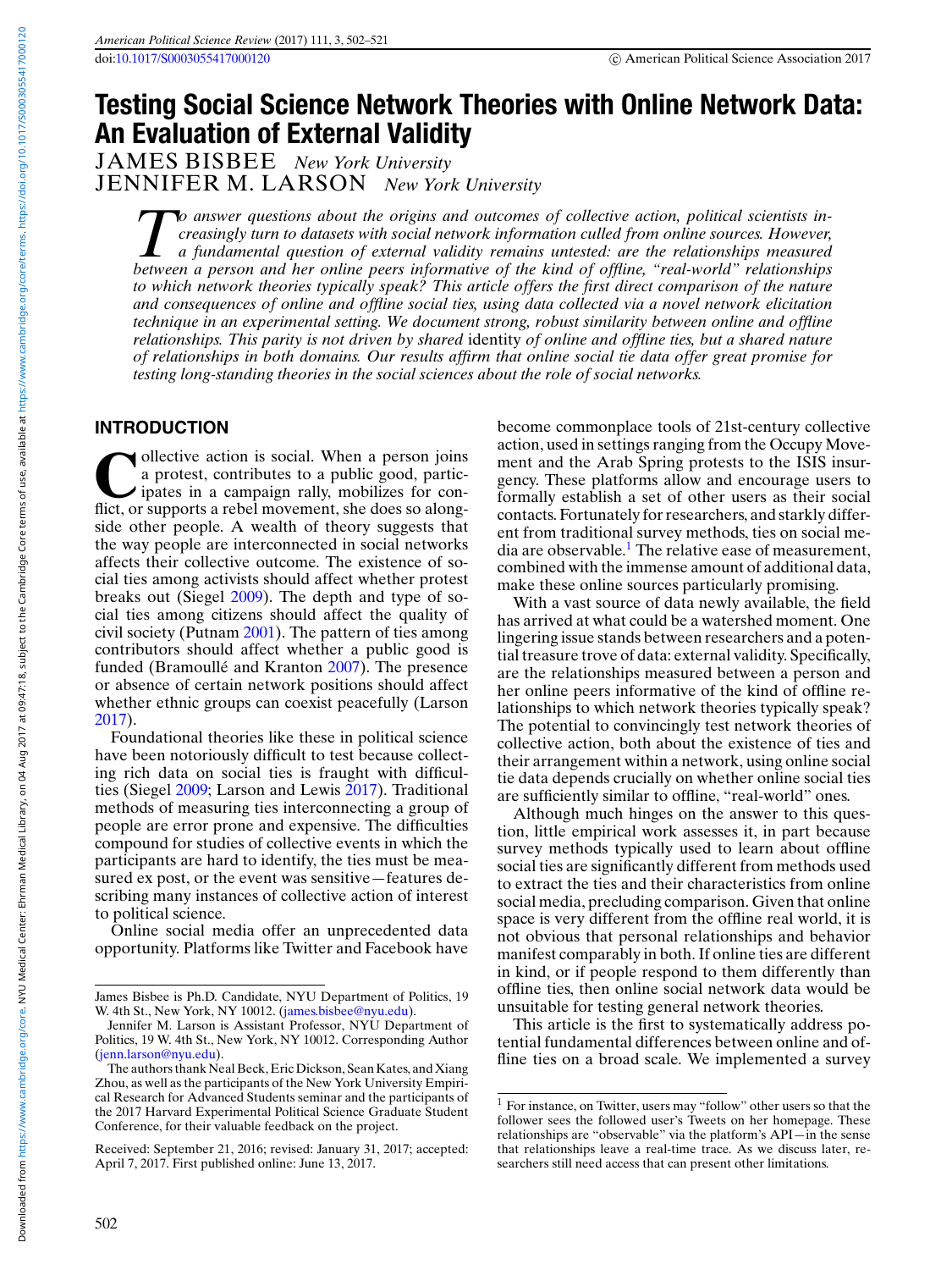# Testing Social Science Network Theories with Online Network Data: An Evaluation of External Validity

JAMES BISBEE *New York University*
JENNIFER M. LARSON *New York University*

*To answer questions about the origins and outcomes of collective action, political scientists increasingly turn to datasets with social network information culled from online sources. However, a fundamental question of external validity remains untested: are the relationships measured between a person and her online peers informative of the kind of offline, "real-world" relationships to which network theories typically speak? This article offers the first direct comparison of the nature and consequences of online and offline social ties, using data collected via a novel network elicitation technique in an experimental setting. We document strong, robust similarity between online and offline relationships. This parity is not driven by shared* identity *of online and offline ties, but a shared nature of relationships in both domains. Our results affirm that online social tie data offer great promise for testing long-standing theories in the social sciences about the role of social networks.*

## INTRODUCTION

Collective action is social. When a person joins a protest, contributes to a public good, participates in a campaign rally, mobilizes for conflict, or supports a rebel movement, she does so alongside other people. A wealth of theory suggests that the way people are interconnected in social networks affects their collective outcome. The existence of social ties among activists should affect whether protest breaks out (Siegel 2009). The depth and type of social ties among citizens should affect the quality of civil society (Putnam 2001). The pattern of ties among contributors should affect whether a public good is funded (Bramoullé and Kranton 2007). The presence or absence of certain network positions should affect whether ethnic groups can coexist peacefully (Larson 2017).

Foundational theories like these in political science have been notoriously difficult to test because collecting rich data on social ties is fraught with difficulties (Siegel 2009; Larson and Lewis 2017). Traditional methods of measuring ties interconnecting a group of people are error prone and expensive. The difficulties compound for studies of collective events in which the participants are hard to identify, the ties must be measured ex post, or the event was sensitive—features describing many instances of collective action of interest to political science.

Online social media offer an unprecedented data opportunity. Platforms like Twitter and Facebook have become commonplace tools of 21st-century collective action, used in settings ranging from the Occupy Movement and the Arab Spring protests to the ISIS insurgency. These platforms allow and encourage users to formally establish a set of other users as their social contacts. Fortunately for researchers, and starkly different from traditional survey methods, ties on social media are observable.[1] The relative ease of measurement, combined with the immense amount of additional data, make these online sources particularly promising.

With a vast source of data newly available, the field has arrived at what could be a watershed moment. One lingering issue stands between researchers and a potential treasure trove of data: external validity. Specifically, are the relationships measured between a person and her online peers informative of the kind of offline relationships to which network theories typically speak? The potential to convincingly test network theories of collective action, both about the existence of ties and their arrangement within a network, using online social tie data depends crucially on whether online social ties are sufficiently similar to offline, "real-world" ones.

Although much hinges on the answer to this question, little empirical work assesses it, in part because survey methods typically used to learn about offline social ties are significantly different from methods used to extract the ties and their characteristics from online social media, precluding comparison. Given that online space is very different from the offline real world, it is not obvious that personal relationships and behavior manifest comparably in both. If online ties are different in kind, or if people respond to them differently than offline ties, then online social network data would be unsuitable for testing general network theories.

This article is the first to systematically address potential fundamental differences between online and offline ties on a broad scale. We implemented a survey

---

James Bisbee is Ph.D. Candidate, NYU Department of Politics, 19 W. 4th St., New York, NY 10012. (james.bisbee@nyu.edu).

Jennifer M. Larson is Assistant Professor, NYU Department of Politics, 19 W. 4th St., New York, NY 10012. Corresponding Author (jenn.larson@nyu.edu).

The authors thank Neal Beck, Eric Dickson, Sean Kates, and Xiang Zhou, as well as the participants of the New York University Empirical Research for Advanced Students seminar and the participants of the 2017 Harvard Experimental Political Science Graduate Student Conference, for their valuable feedback on the project.

Received: September 21, 2016; revised: January 31, 2017; accepted: April 7, 2017. First published online: June 13, 2017.

[1] For instance, on Twitter, users may "follow" other users so that the follower sees the followed user's Tweets on her homepage. These relationships are "observable" via the platform's API—in the sense that relationships leave a real-time trace. As we discuss later, researchers still need access that can present other limitations.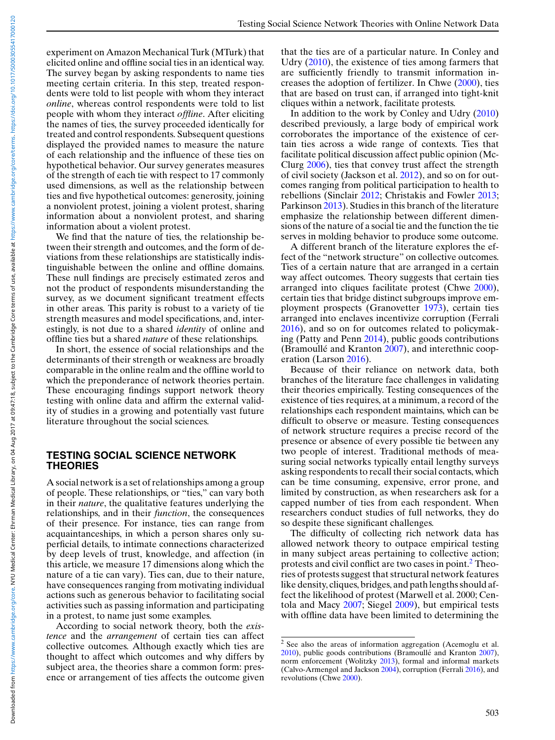experiment on Amazon Mechanical Turk (MTurk) that elicited online and offline social ties in an identical way. The survey began by asking respondents to name ties meeting certain criteria. In this step, treated respondents were told to list people with whom they interact *online*, whereas control respondents were told to list people with whom they interact *offline*. After eliciting the names of ties, the survey proceeded identically for treated and control respondents. Subsequent questions displayed the provided names to measure the nature of each relationship and the influence of these ties on hypothetical behavior. Our survey generates measures of the strength of each tie with respect to 17 commonly used dimensions, as well as the relationship between ties and five hypothetical outcomes: generosity, joining a nonviolent protest, joining a violent protest, sharing information about a nonviolent protest, and sharing information about a violent protest.

We find that the nature of ties, the relationship between their strength and outcomes, and the form of deviations from these relationships are statistically indistinguishable between the online and offline domains. These null findings are precisely estimated zeros and not the product of respondents misunderstanding the survey, as we document significant treatment effects in other areas. This parity is robust to a variety of tie strength measures and model specifications, and, interestingly, is not due to a shared *identity* of online and offline ties but a shared *nature* of these relationships.

In short, the essence of social relationships and the determinants of their strength or weakness are broadly comparable in the online realm and the offline world to which the preponderance of network theories pertain. These encouraging findings support network theory testing with online data and affirm the external validity of studies in a growing and potentially vast future literature throughout the social sciences.

## TESTING SOCIAL SCIENCE NETWORK THEORIES

A social network is a set of relationships among a group of people. These relationships, or "ties," can vary both in their *nature*, the qualitative features underlying the relationships, and in their *function*, the consequences of their presence. For instance, ties can range from acquaintanceships, in which a person shares only superficial details, to intimate connections characterized by deep levels of trust, knowledge, and affection (in this article, we measure 17 dimensions along which the nature of a tie can vary). Ties can, due to their nature, have consequences ranging from motivating individual actions such as generous behavior to facilitating social activities such as passing information and participating in a protest, to name just some examples.

According to social network theory, both the *existence* and the *arrangement* of certain ties can affect collective outcomes. Although exactly which ties are thought to affect which outcomes and why differs by subject area, the theories share a common form: presence or arrangement of ties affects the outcome given that the ties are of a particular nature. In Conley and Udry (2010), the existence of ties among farmers that are sufficiently friendly to transmit information increases the adoption of fertilizer. In Chwe (2000), ties that are based on trust can, if arranged into tight-knit cliques within a network, facilitate protests.

In addition to the work by Conley and Udry (2010) described previously, a large body of empirical work corroborates the importance of the existence of certain ties across a wide range of contexts. Ties that facilitate political discussion affect public opinion (McClurg 2006), ties that convey trust affect the strength of civil society (Jackson et al. 2012), and so on for outcomes ranging from political participation to health to rebellions (Sinclair 2012; Christakis and Fowler 2013; Parkinson 2013). Studies in this branch of the literature emphasize the relationship between different dimensions of the nature of a social tie and the function the tie serves in molding behavior to produce some outcome.

A different branch of the literature explores the effect of the "network structure" on collective outcomes. Ties of a certain nature that are arranged in a certain way affect outcomes. Theory suggests that certain ties arranged into cliques facilitate protest (Chwe 2000), certain ties that bridge distinct subgroups improve employment prospects (Granovetter 1973), certain ties arranged into enclaves incentivize corruption (Ferrali 2016), and so on for outcomes related to policymaking (Patty and Penn 2014), public goods contributions (Bramoullé and Kranton 2007), and interethnic cooperation (Larson 2016).

Because of their reliance on network data, both branches of the literature face challenges in validating their theories empirically. Testing consequences of the existence of ties requires, at a minimum, a record of the relationships each respondent maintains, which can be difficult to observe or measure. Testing consequences of network structure requires a precise record of the presence or absence of every possible tie between any two people of interest. Traditional methods of measuring social networks typically entail lengthy surveys asking respondents to recall their social contacts, which can be time consuming, expensive, error prone, and limited by construction, as when researchers ask for a capped number of ties from each respondent. When researchers conduct studies of full networks, they do so despite these significant challenges.

The difficulty of collecting rich network data has allowed network theory to outpace empirical testing in many subject areas pertaining to collective action; protests and civil conflict are two cases in point.[2] Theories of protests suggest that structural network features like density, cliques, bridges, and path lengths should affect the likelihood of protest (Marwell et al. 2000; Centola and Macy 2007; Siegel 2009), but empirical tests with offline data have been limited to determining the

[2] See also the areas of information aggregation (Acemoglu et al. 2010), public goods contributions (Bramoullé and Kranton 2007), norm enforcement (Wolitzky 2013), formal and informal markets (Calvo-Armengol and Jackson 2004), corruption (Ferrali 2016), and revolutions (Chwe 2000).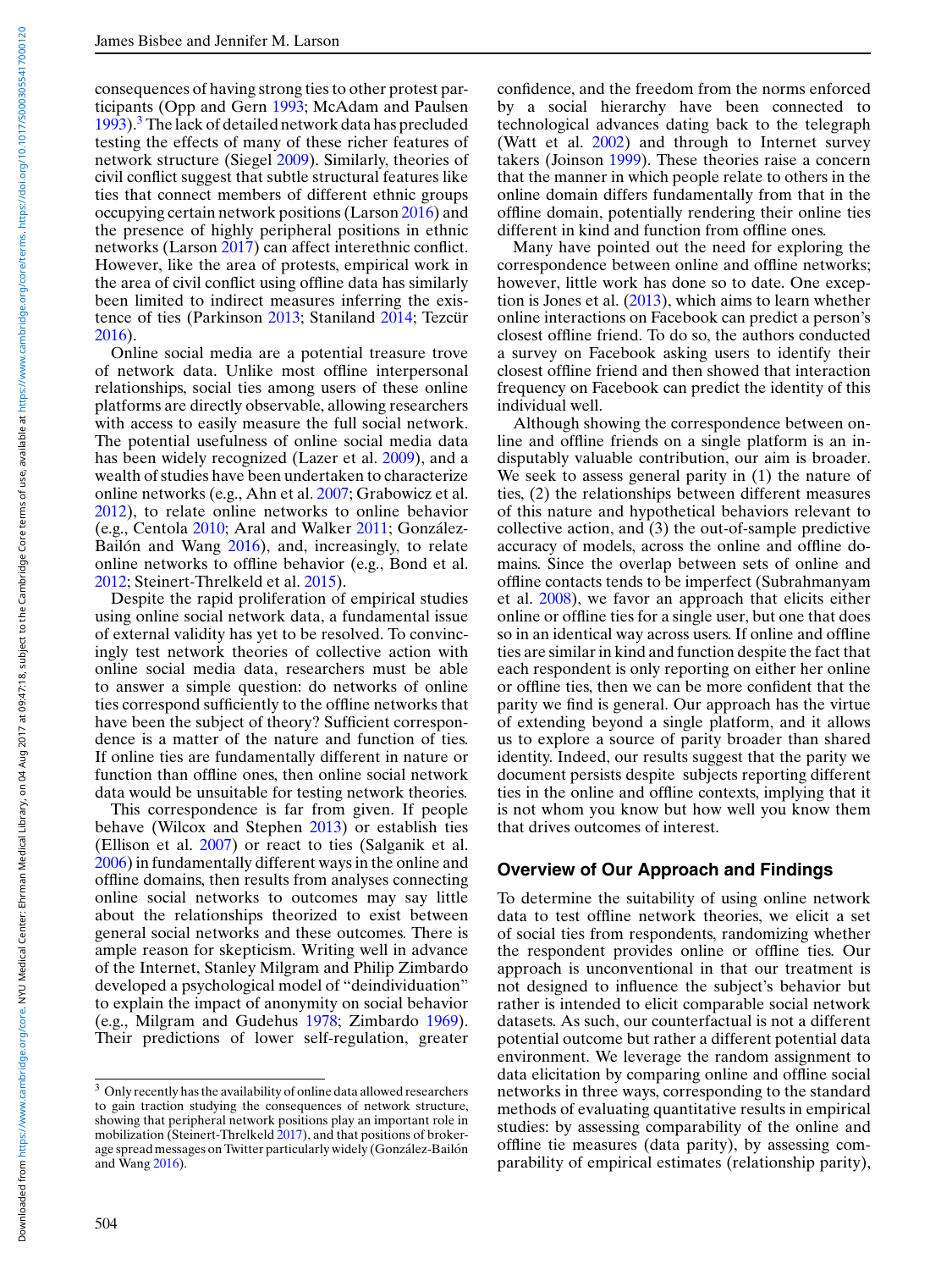consequences of having strong ties to other protest participants (Opp and Gern 1993; McAdam and Paulsen 1993).[3] The lack of detailed network data has precluded testing the effects of many of these richer features of network structure (Siegel 2009). Similarly, theories of civil conflict suggest that subtle structural features like ties that connect members of different ethnic groups occupying certain network positions (Larson 2016) and the presence of highly peripheral positions in ethnic networks (Larson 2017) can affect interethnic conflict. However, like the area of protests, empirical work in the area of civil conflict using offline data has similarly been limited to indirect measures inferring the existence of ties (Parkinson 2013; Staniland 2014; Tezcür 2016).

Online social media are a potential treasure trove of network data. Unlike most offline interpersonal relationships, social ties among users of these online platforms are directly observable, allowing researchers with access to easily measure the full social network. The potential usefulness of online social media data has been widely recognized (Lazer et al. 2009), and a wealth of studies have been undertaken to characterize online networks (e.g., Ahn et al. 2007; Grabowicz et al. 2012), to relate online networks to online behavior (e.g., Centola 2010; Aral and Walker 2011; González-Bailón and Wang 2016), and, increasingly, to relate online networks to offline behavior (e.g., Bond et al. 2012; Steinert-Threlkeld et al. 2015).

Despite the rapid proliferation of empirical studies using online social network data, a fundamental issue of external validity has yet to be resolved. To convincingly test network theories of collective action with online social media data, researchers must be able to answer a simple question: do networks of online ties correspond sufficiently to the offline networks that have been the subject of theory? Sufficient correspondence is a matter of the nature and function of ties. If online ties are fundamentally different in nature or function than offline ones, then online social network data would be unsuitable for testing network theories.

This correspondence is far from given. If people behave (Wilcox and Stephen 2013) or establish ties (Ellison et al. 2007) or react to ties (Salganik et al. 2006) in fundamentally different ways in the online and offline domains, then results from analyses connecting online social networks to outcomes may say little about the relationships theorized to exist between general social networks and these outcomes. There is ample reason for skepticism. Writing well in advance of the Internet, Stanley Milgram and Philip Zimbardo developed a psychological model of "deindividuation" to explain the impact of anonymity on social behavior (e.g., Milgram and Gudehus 1978; Zimbardo 1969). Their predictions of lower self-regulation, greater confidence, and the freedom from the norms enforced by a social hierarchy have been connected to technological advances dating back to the telegraph (Watt et al. 2002) and through to Internet survey takers (Joinson 1999). These theories raise a concern that the manner in which people relate to others in the online domain differs fundamentally from that in the offline domain, potentially rendering their online ties different in kind and function from offline ones.

Many have pointed out the need for exploring the correspondence between online and offline networks; however, little work has done so to date. One exception is Jones et al. (2013), which aims to learn whether online interactions on Facebook can predict a person's closest offline friend. To do so, the authors conducted a survey on Facebook asking users to identify their closest offline friend and then showed that interaction frequency on Facebook can predict the identity of this individual well.

Although showing the correspondence between online and offline friends on a single platform is an indisputably valuable contribution, our aim is broader. We seek to assess general parity in (1) the nature of ties, (2) the relationships between different measures of this nature and hypothetical behaviors relevant to collective action, and (3) the out-of-sample predictive accuracy of models, across the online and offline domains. Since the overlap between sets of online and offline contacts tends to be imperfect (Subrahmanyam et al. 2008), we favor an approach that elicits either online or offline ties for a single user, but one that does so in an identical way across users. If online and offline ties are similar in kind and function despite the fact that each respondent is only reporting on either her online or offline ties, then we can be more confident that the parity we find is general. Our approach has the virtue of extending beyond a single platform, and it allows us to explore a source of parity broader than shared identity. Indeed, our results suggest that the parity we document persists despite subjects reporting different ties in the online and offline contexts, implying that it is not whom you know but how well you know them that drives outcomes of interest.

## Overview of Our Approach and Findings

To determine the suitability of using online network data to test offline network theories, we elicit a set of social ties from respondents, randomizing whether the respondent provides online or offline ties. Our approach is unconventional in that our treatment is not designed to influence the subject's behavior but rather is intended to elicit comparable social network datasets. As such, our counterfactual is not a different potential outcome but rather a different potential data environment. We leverage the random assignment to data elicitation by comparing online and offline social networks in three ways, corresponding to the standard methods of evaluating quantitative results in empirical studies: by assessing comparability of the online and offline tie measures (data parity), by assessing comparability of empirical estimates (relationship parity),

[3] Only recently has the availability of online data allowed researchers to gain traction studying the consequences of network structure, showing that peripheral network positions play an important role in mobilization (Steinert-Threlkeld 2017), and that positions of brokerage spread messages on Twitter particularly widely (González-Bailón and Wang 2016).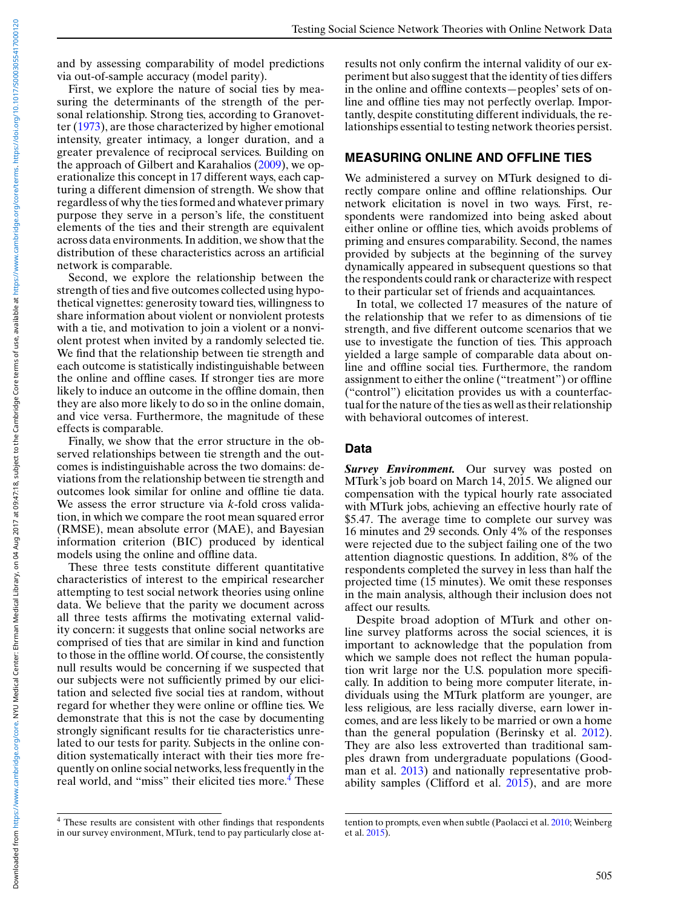and by assessing comparability of model predictions via out-of-sample accuracy (model parity).

First, we explore the nature of social ties by measuring the determinants of the strength of the personal relationship. Strong ties, according to Granovetter (1973), are those characterized by higher emotional intensity, greater intimacy, a longer duration, and a greater prevalence of reciprocal services. Building on the approach of Gilbert and Karahalios (2009), we operationalize this concept in 17 different ways, each capturing a different dimension of strength. We show that regardless of why the ties formed and whatever primary purpose they serve in a person's life, the constituent elements of the ties and their strength are equivalent across data environments. In addition, we show that the distribution of these characteristics across an artificial network is comparable.

Second, we explore the relationship between the strength of ties and five outcomes collected using hypothetical vignettes: generosity toward ties, willingness to share information about violent or nonviolent protests with a tie, and motivation to join a violent or a nonviolent protest when invited by a randomly selected tie. We find that the relationship between tie strength and each outcome is statistically indistinguishable between the online and offline cases. If stronger ties are more likely to induce an outcome in the offline domain, then they are also more likely to do so in the online domain, and vice versa. Furthermore, the magnitude of these effects is comparable.

Finally, we show that the error structure in the observed relationships between tie strength and the outcomes is indistinguishable across the two domains: deviations from the relationship between tie strength and outcomes look similar for online and offline tie data. We assess the error structure via $k$-fold cross validation, in which we compare the root mean squared error (RMSE), mean absolute error (MAE), and Bayesian information criterion (BIC) produced by identical models using the online and offline data.

These three tests constitute different quantitative characteristics of interest to the empirical researcher attempting to test social network theories using online data. We believe that the parity we document across all three tests affirms the motivating external validity concern: it suggests that online social networks are comprised of ties that are similar in kind and function to those in the offline world. Of course, the consistently null results would be concerning if we suspected that our subjects were not sufficiently primed by our elicitation and selected five social ties at random, without regard for whether they were online or offline ties. We demonstrate that this is not the case by documenting strongly significant results for tie characteristics unrelated to our tests for parity. Subjects in the online condition systematically interact with their ties more frequently on online social networks, less frequently in the real world, and "miss" their elicited ties more.[4] These results not only confirm the internal validity of our experiment but also suggest that the identity of ties differs in the online and offline contexts—peoples' sets of online and offline ties may not perfectly overlap. Importantly, despite constituting different individuals, the relationships essential to testing network theories persist.

## MEASURING ONLINE AND OFFLINE TIES

We administered a survey on MTurk designed to directly compare online and offline relationships. Our network elicitation is novel in two ways. First, respondents were randomized into being asked about either online or offline ties, which avoids problems of priming and ensures comparability. Second, the names provided by subjects at the beginning of the survey dynamically appeared in subsequent questions so that the respondents could rank or characterize with respect to their particular set of friends and acquaintances.

In total, we collected 17 measures of the nature of the relationship that we refer to as dimensions of tie strength, and five different outcome scenarios that we use to investigate the function of ties. This approach yielded a large sample of comparable data about online and offline social ties. Furthermore, the random assignment to either the online ("treatment") or offline ("control") elicitation provides us with a counterfactual for the nature of the ties as well as their relationship with behavioral outcomes of interest.

### Data

***Survey Environment.*** Our survey was posted on MTurk's job board on March 14, 2015. We aligned our compensation with the typical hourly rate associated with MTurk jobs, achieving an effective hourly rate of \$5.47. The average time to complete our survey was 16 minutes and 29 seconds. Only 4% of the responses were rejected due to the subject failing one of the two attention diagnostic questions. In addition, 8% of the respondents completed the survey in less than half the projected time (15 minutes). We omit these responses in the main analysis, although their inclusion does not affect our results.

Despite broad adoption of MTurk and other online survey platforms across the social sciences, it is important to acknowledge that the population from which we sample does not reflect the human population writ large nor the U.S. population more specifically. In addition to being more computer literate, individuals using the MTurk platform are younger, are less religious, are less racially diverse, earn lower incomes, and are less likely to be married or own a home than the general population (Berinsky et al. 2012). They are also less extroverted than traditional samples drawn from undergraduate populations (Goodman et al. 2013) and nationally representative probability samples (Clifford et al. 2015), and are more

[4] These results are consistent with other findings that respondents in our survey environment, MTurk, tend to pay particularly close attention to prompts, even when subtle (Paolacci et al. 2010; Weinberg et al. 2015).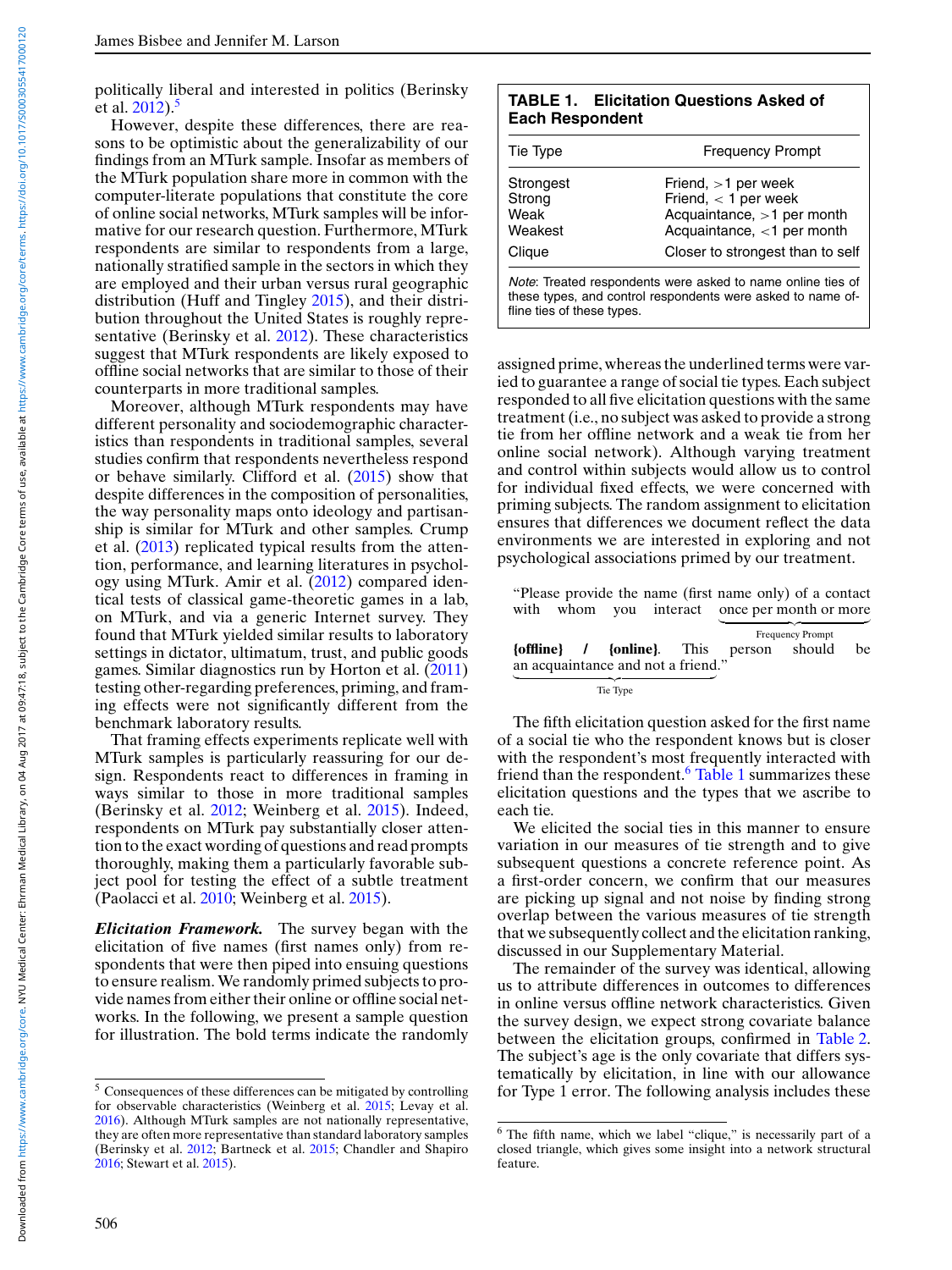politically liberal and interested in politics (Berinsky et al. 2012).[5]

However, despite these differences, there are reasons to be optimistic about the generalizability of our findings from an MTurk sample. Insofar as members of the MTurk population share more in common with the computer-literate populations that constitute the core of online social networks, MTurk samples will be informative for our research question. Furthermore, MTurk respondents are similar to respondents from a large, nationally stratified sample in the sectors in which they are employed and their urban versus rural geographic distribution (Huff and Tingley 2015), and their distribution throughout the United States is roughly representative (Berinsky et al. 2012). These characteristics suggest that MTurk respondents are likely exposed to offline social networks that are similar to those of their counterparts in more traditional samples.

Moreover, although MTurk respondents may have different personality and sociodemographic characteristics than respondents in traditional samples, several studies confirm that respondents nevertheless respond or behave similarly. Clifford et al. (2015) show that despite differences in the composition of personalities, the way personality maps onto ideology and partisanship is similar for MTurk and other samples. Crump et al. (2013) replicated typical results from the attention, performance, and learning literatures in psychology using MTurk. Amir et al. (2012) compared identical tests of classical game-theoretic games in a lab, on MTurk, and via a generic Internet survey. They found that MTurk yielded similar results to laboratory settings in dictator, ultimatum, trust, and public goods games. Similar diagnostics run by Horton et al. (2011) testing other-regarding preferences, priming, and framing effects were not significantly different from the benchmark laboratory results.

That framing effects experiments replicate well with MTurk samples is particularly reassuring for our design. Respondents react to differences in framing in ways similar to those in more traditional samples (Berinsky et al. 2012; Weinberg et al. 2015). Indeed, respondents on MTurk pay substantially closer attention to the exact wording of questions and read prompts thoroughly, making them a particularly favorable subject pool for testing the effect of a subtle treatment (Paolacci et al. 2010; Weinberg et al. 2015).

***Elicitation Framework.*** The survey began with the elicitation of five names (first names only) from respondents that were then piped into ensuing questions to ensure realism. We randomly primed subjects to provide names from either their online or offline social networks. In the following, we present a sample question for illustration. The bold terms indicate the randomly assigned prime, whereas the underlined terms were varied to guarantee a range of social tie types. Each subject responded to all five elicitation questions with the same treatment (i.e., no subject was asked to provide a strong tie from her offline network and a weak tie from her online social network). Although varying treatment and control within subjects would allow us to control for individual fixed effects, we were concerned with priming subjects. The random assignment to elicitation ensures that differences we document reflect the data environments we are interested in exploring and not psychological associations primed by our treatment.

> "Please provide the name (first name only) of a contact with whom you interact <u>once per month or more</u> (Frequency Prompt) **{offline} / {online}**. This person should be <u>an acquaintance and not a friend</u> (Tie Type)."

The fifth elicitation question asked for the first name of a social tie who the respondent knows but is closer with the respondent's most frequently interacted with friend than the respondent.[6] Table 1 summarizes these elicitation questions and the types that we ascribe to each tie.

**TABLE 1. Elicitation Questions Asked of Each Respondent**

| Tie Type | Frequency Prompt |
|---|---|
| Strongest | Friend, >1 per week |
| Strong | Friend, < 1 per week |
| Weak | Acquaintance, >1 per month |
| Weakest | Acquaintance, <1 per month |
| Clique | Closer to strongest than to self |

*Note*: Treated respondents were asked to name online ties of these types, and control respondents were asked to name offline ties of these types.

We elicited the social ties in this manner to ensure variation in our measures of tie strength and to give subsequent questions a concrete reference point. As a first-order concern, we confirm that our measures are picking up signal and not noise by finding strong overlap between the various measures of tie strength that we subsequently collect and the elicitation ranking, discussed in our Supplementary Material.

The remainder of the survey was identical, allowing us to attribute differences in outcomes to differences in online versus offline network characteristics. Given the survey design, we expect strong covariate balance between the elicitation groups, confirmed in Table 2. The subject's age is the only covariate that differs systematically by elicitation, in line with our allowance for Type 1 error. The following analysis includes these

---

[5] Consequences of these differences can be mitigated by controlling for observable characteristics (Weinberg et al. 2015; Levay et al. 2016). Although MTurk samples are not nationally representative, they are often more representative than standard laboratory samples (Berinsky et al. 2012; Bartneck et al. 2015; Chandler and Shapiro 2016; Stewart et al. 2015).

[6] The fifth name, which we label "clique," is necessarily part of a closed triangle, which gives some insight into a network structural feature.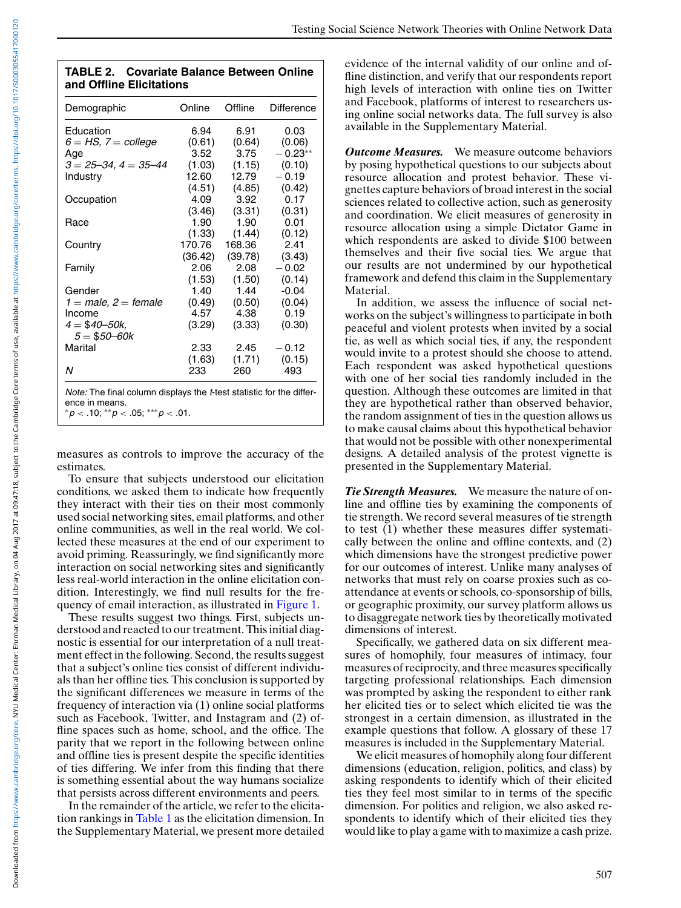**TABLE 2. Covariate Balance Between Online and Offline Elicitations**

| Demographic | Online | Offline | Difference |
|---|---|---|---|
| Education | 6.94 | 6.91 | 0.03 |
| *6 = HS, 7 = college* | (0.61) | (0.64) | (0.06) |
| Age | 3.52 | 3.75 | −0.23** |
| *3 = 25–34, 4 = 35–44* | (1.03) | (1.15) | (0.10) |
| Industry | 12.60 | 12.79 | −0.19 |
| | (4.51) | (4.85) | (0.42) |
| Occupation | 4.09 | 3.92 | 0.17 |
| | (3.46) | (3.31) | (0.31) |
| Race | 1.90 | 1.90 | 0.01 |
| | (1.33) | (1.44) | (0.12) |
| Country | 170.76 | 168.36 | 2.41 |
| | (36.42) | (39.78) | (3.43) |
| Family | 2.06 | 2.08 | −0.02 |
| | (1.53) | (1.50) | (0.14) |
| Gender | 1.40 | 1.44 | -0.04 |
| *1 = male, 2 = female* | (0.49) | (0.50) | (0.04) |
| Income | 4.57 | 4.38 | 0.19 |
| *4 = \$40–50k, 5 = \$50–60k* | (3.29) | (3.33) | (0.30) |
| Marital | 2.33 | 2.45 | −0.12 |
| | (1.63) | (1.71) | (0.15) |
| *N* | 233 | 260 | 493 |

*Note:* The final column displays the *t*-test statistic for the difference in means.
\*$p < .10$; \*\*$p < .05$; \*\*\*$p < .01$.

measures as controls to improve the accuracy of the estimates.

To ensure that subjects understood our elicitation conditions, we asked them to indicate how frequently they interact with their ties on their most commonly used social networking sites, email platforms, and other online communities, as well as in the real world. We collected these measures at the end of our experiment to avoid priming. Reassuringly, we find significantly more interaction on social networking sites and significantly less real-world interaction in the online elicitation condition. Interestingly, we find null results for the frequency of email interaction, as illustrated in Figure 1.

These results suggest two things. First, subjects understood and reacted to our treatment. This initial diagnostic is essential for our interpretation of a null treatment effect in the following. Second, the results suggest that a subject's online ties consist of different individuals than her offline ties. This conclusion is supported by the significant differences we measure in terms of the frequency of interaction via (1) online social platforms such as Facebook, Twitter, and Instagram and (2) offline spaces such as home, school, and the office. The parity that we report in the following between online and offline ties is present despite the specific identities of ties differing. We infer from this finding that there is something essential about the way humans socialize that persists across different environments and peers.

In the remainder of the article, we refer to the elicitation rankings in Table 1 as the elicitation dimension. In the Supplementary Material, we present more detailed evidence of the internal validity of our online and offline distinction, and verify that our respondents report high levels of interaction with online ties on Twitter and Facebook, platforms of interest to researchers using online social networks data. The full survey is also available in the Supplementary Material.

***Outcome Measures.*** We measure outcome behaviors by posing hypothetical questions to our subjects about resource allocation and protest behavior. These vignettes capture behaviors of broad interest in the social sciences related to collective action, such as generosity and coordination. We elicit measures of generosity in resource allocation using a simple Dictator Game in which respondents are asked to divide \$100 between themselves and their five social ties. We argue that our results are not undermined by our hypothetical framework and defend this claim in the Supplementary Material.

In addition, we assess the influence of social networks on the subject's willingness to participate in both peaceful and violent protests when invited by a social tie, as well as which social ties, if any, the respondent would invite to a protest should she choose to attend. Each respondent was asked hypothetical questions with one of her social ties randomly included in the question. Although these outcomes are limited in that they are hypothetical rather than observed behavior, the random assignment of ties in the question allows us to make causal claims about this hypothetical behavior that would not be possible with other nonexperimental designs. A detailed analysis of the protest vignette is presented in the Supplementary Material.

***Tie Strength Measures.*** We measure the nature of online and offline ties by examining the components of tie strength. We record several measures of tie strength to test (1) whether these measures differ systematically between the online and offline contexts, and (2) which dimensions have the strongest predictive power for our outcomes of interest. Unlike many analyses of networks that must rely on coarse proxies such as co-attendance at events or schools, co-sponsorship of bills, or geographic proximity, our survey platform allows us to disaggregate network ties by theoretically motivated dimensions of interest.

Specifically, we gathered data on six different measures of homophily, four measures of intimacy, four measures of reciprocity, and three measures specifically targeting professional relationships. Each dimension was prompted by asking the respondent to either rank her elicited ties or to select which elicited tie was the strongest in a certain dimension, as illustrated in the example questions that follow. A glossary of these 17 measures is included in the Supplementary Material.

We elicit measures of homophily along four different dimensions (education, religion, politics, and class) by asking respondents to identify which of their elicited ties they feel most similar to in terms of the specific dimension. For politics and religion, we also asked respondents to identify which of their elicited ties they would like to play a game with to maximize a cash prize.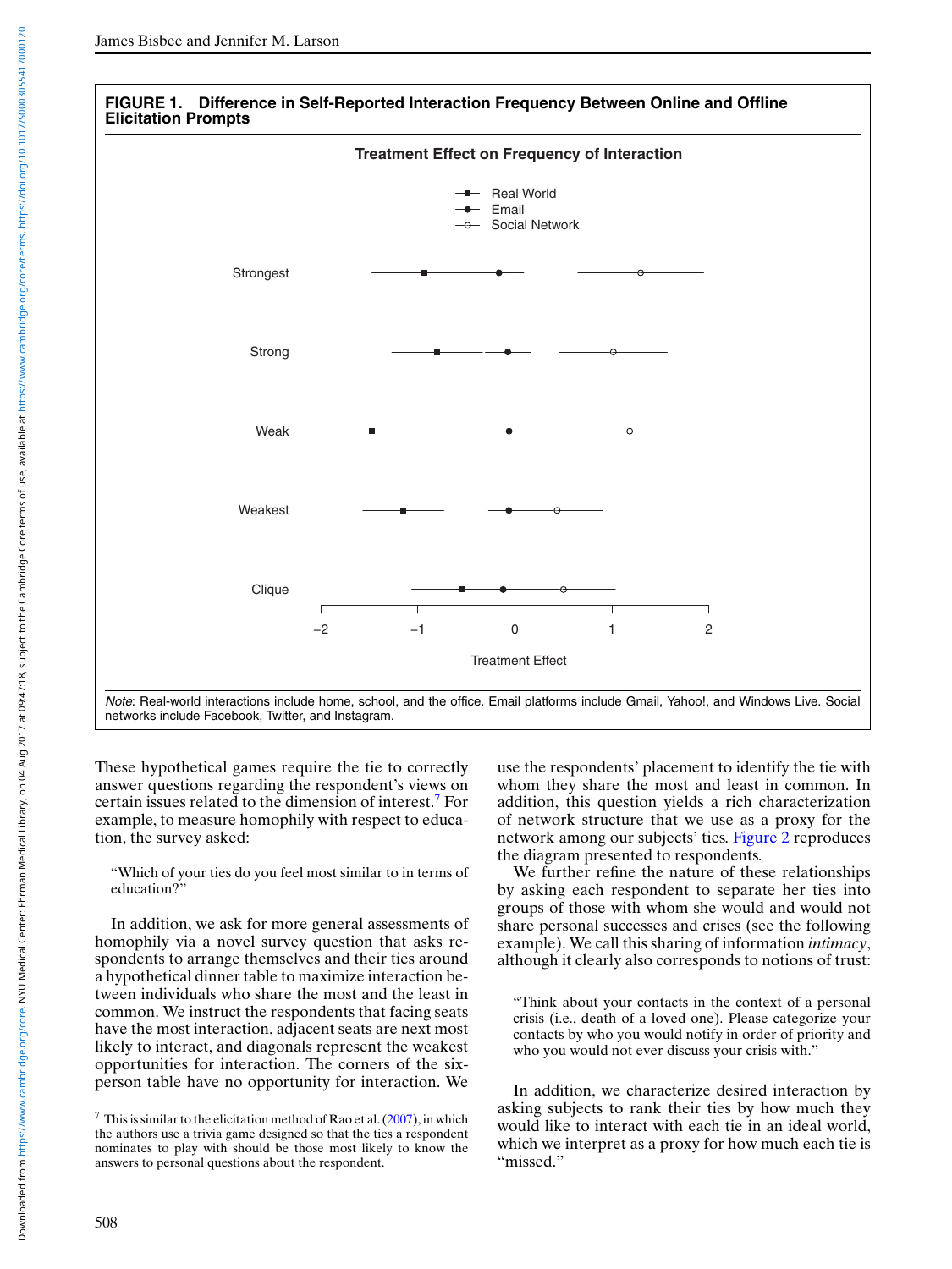**FIGURE 1. Difference in Self-Reported Interaction Frequency Between Online and Offline Elicitation Prompts**

*Note*: Real-world interactions include home, school, and the office. Email platforms include Gmail, Yahoo!, and Windows Live. Social networks include Facebook, Twitter, and Instagram.

These hypothetical games require the tie to correctly answer questions regarding the respondent's views on certain issues related to the dimension of interest.[7] For example, to measure homophily with respect to education, the survey asked:

> "Which of your ties do you feel most similar to in terms of education?"

In addition, we ask for more general assessments of homophily via a novel survey question that asks respondents to arrange themselves and their ties around a hypothetical dinner table to maximize interaction between individuals who share the most and the least in common. We instruct the respondents that facing seats have the most interaction, adjacent seats are next most likely to interact, and diagonals represent the weakest opportunities for interaction. The corners of the six-person table have no opportunity for interaction. We use the respondents' placement to identify the tie with whom they share the most and least in common. In addition, this question yields a rich characterization of network structure that we use as a proxy for the network among our subjects' ties. Figure 2 reproduces the diagram presented to respondents.

We further refine the nature of these relationships by asking each respondent to separate her ties into groups of those with whom she would and would not share personal successes and crises (see the following example). We call this sharing of information *intimacy*, although it clearly also corresponds to notions of trust:

> "Think about your contacts in the context of a personal crisis (i.e., death of a loved one). Please categorize your contacts by who you would notify in order of priority and who you would not ever discuss your crisis with."

In addition, we characterize desired interaction by asking subjects to rank their ties by how much they would like to interact with each tie in an ideal world, which we interpret as a proxy for how much each tie is "missed."

[7] This is similar to the elicitation method of Rao et al. (2007), in which the authors use a trivia game designed so that the ties a respondent nominates to play with should be those most likely to know the answers to personal questions about the respondent.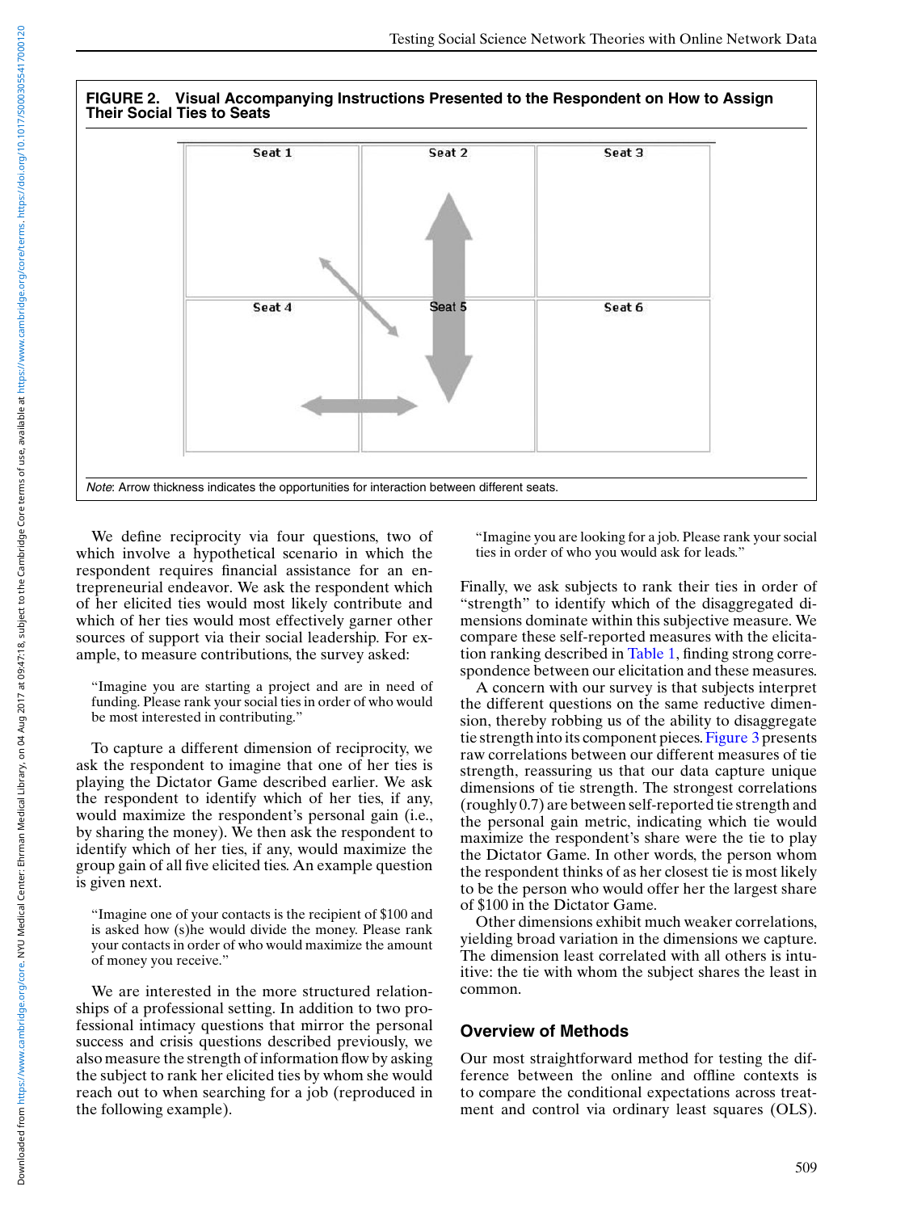**FIGURE 2. Visual Accompanying Instructions Presented to the Respondent on How to Assign Their Social Ties to Seats**

Seat 1 | Seat 2 | Seat 3
Seat 4 | Seat 5 | Seat 6

*Note*: Arrow thickness indicates the opportunities for interaction between different seats.

We define reciprocity via four questions, two of which involve a hypothetical scenario in which the respondent requires financial assistance for an entrepreneurial endeavor. We ask the respondent which of her elicited ties would most likely contribute and which of her ties would most effectively garner other sources of support via their social leadership. For example, to measure contributions, the survey asked:

> "Imagine you are starting a project and are in need of funding. Please rank your social ties in order of who would be most interested in contributing."

To capture a different dimension of reciprocity, we ask the respondent to imagine that one of her ties is playing the Dictator Game described earlier. We ask the respondent to identify which of her ties, if any, would maximize the respondent's personal gain (i.e., by sharing the money). We then ask the respondent to identify which of her ties, if any, would maximize the group gain of all five elicited ties. An example question is given next.

> "Imagine one of your contacts is the recipient of $100 and is asked how (s)he would divide the money. Please rank your contacts in order of who would maximize the amount of money you receive."

We are interested in the more structured relationships of a professional setting. In addition to two professional intimacy questions that mirror the personal success and crisis questions described previously, we also measure the strength of information flow by asking the subject to rank her elicited ties by whom she would reach out to when searching for a job (reproduced in the following example).

> "Imagine you are looking for a job. Please rank your social ties in order of who you would ask for leads."

Finally, we ask subjects to rank their ties in order of "strength" to identify which of the disaggregated dimensions dominate within this subjective measure. We compare these self-reported measures with the elicitation ranking described in Table 1, finding strong correspondence between our elicitation and these measures.

A concern with our survey is that subjects interpret the different questions on the same reductive dimension, thereby robbing us of the ability to disaggregate tie strength into its component pieces. Figure 3 presents raw correlations between our different measures of tie strength, reassuring us that our data capture unique dimensions of tie strength. The strongest correlations (roughly 0.7) are between self-reported tie strength and the personal gain metric, indicating which tie would maximize the respondent's share were the tie to play the Dictator Game. In other words, the person whom the respondent thinks of as her closest tie is most likely to be the person who would offer her the largest share of $100 in the Dictator Game.

Other dimensions exhibit much weaker correlations, yielding broad variation in the dimensions we capture. The dimension least correlated with all others is intuitive: the tie with whom the subject shares the least in common.

## Overview of Methods

Our most straightforward method for testing the difference between the online and offline contexts is to compare the conditional expectations across treatment and control via ordinary least squares (OLS).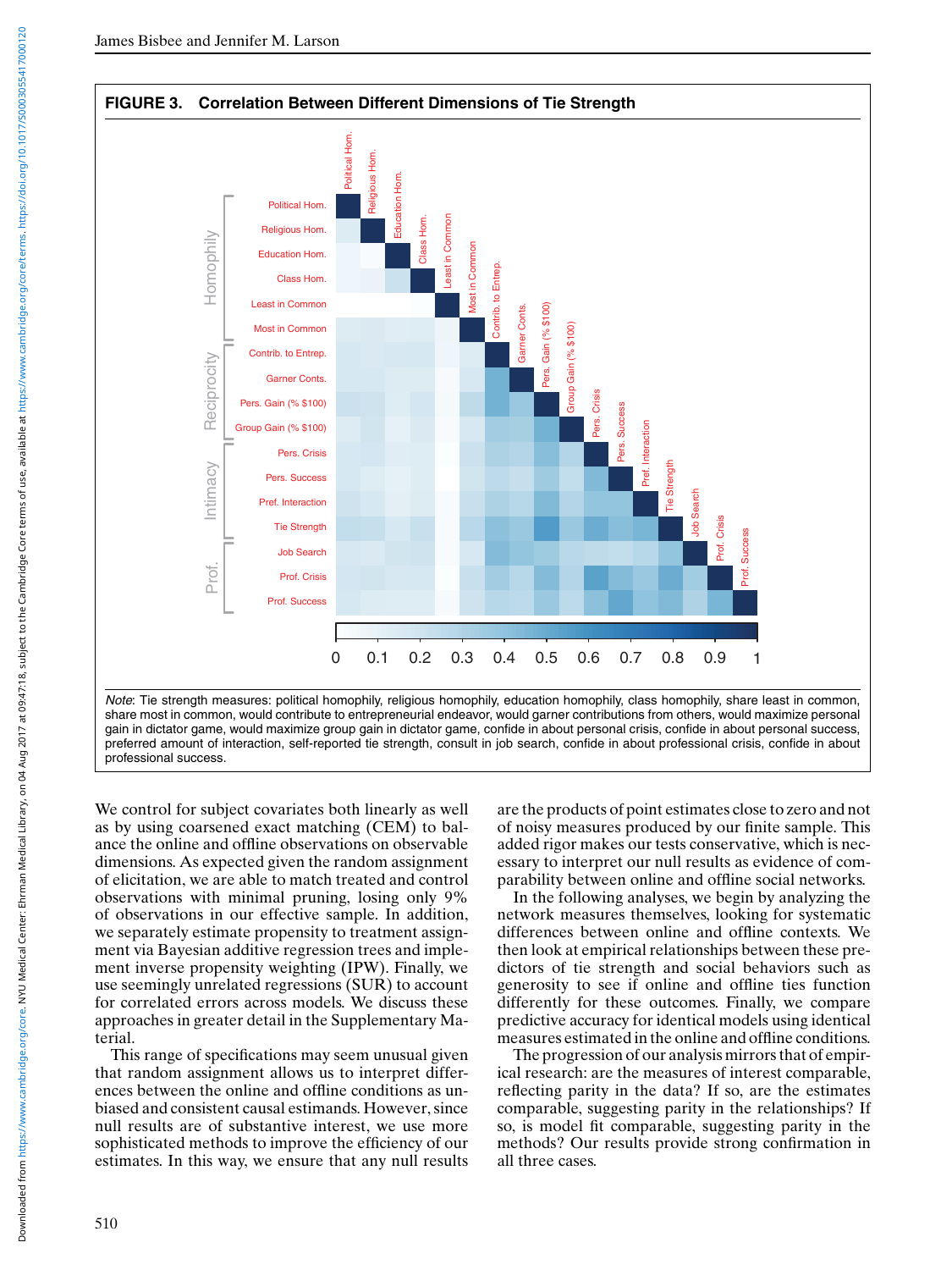**FIGURE 3. Correlation Between Different Dimensions of Tie Strength**

*Note*: Tie strength measures: political homophily, religious homophily, education homophily, class homophily, share least in common, share most in common, would contribute to entrepreneurial endeavor, would garner contributions from others, would maximize personal gain in dictator game, would maximize group gain in dictator game, confide in about personal crisis, confide in about personal success, preferred amount of interaction, self-reported tie strength, consult in job search, confide in about professional crisis, confide in about professional success.

We control for subject covariates both linearly as well as by using coarsened exact matching (CEM) to balance the online and offline observations on observable dimensions. As expected given the random assignment of elicitation, we are able to match treated and control observations with minimal pruning, losing only 9% of observations in our effective sample. In addition, we separately estimate propensity to treatment assignment via Bayesian additive regression trees and implement inverse propensity weighting (IPW). Finally, we use seemingly unrelated regressions (SUR) to account for correlated errors across models. We discuss these approaches in greater detail in the Supplementary Material.

This range of specifications may seem unusual given that random assignment allows us to interpret differences between the online and offline conditions as unbiased and consistent causal estimands. However, since null results are of substantive interest, we use more sophisticated methods to improve the efficiency of our estimates. In this way, we ensure that any null results are the products of point estimates close to zero and not of noisy measures produced by our finite sample. This added rigor makes our tests conservative, which is necessary to interpret our null results as evidence of comparability between online and offline social networks.

In the following analyses, we begin by analyzing the network measures themselves, looking for systematic differences between online and offline contexts. We then look at empirical relationships between these predictors of tie strength and social behaviors such as generosity to see if online and offline ties function differently for these outcomes. Finally, we compare predictive accuracy for identical models using identical measures estimated in the online and offline conditions.

The progression of our analysis mirrors that of empirical research: are the measures of interest comparable, reflecting parity in the data? If so, are the estimates comparable, suggesting parity in the relationships? If so, is model fit comparable, suggesting parity in the methods? Our results provide strong confirmation in all three cases.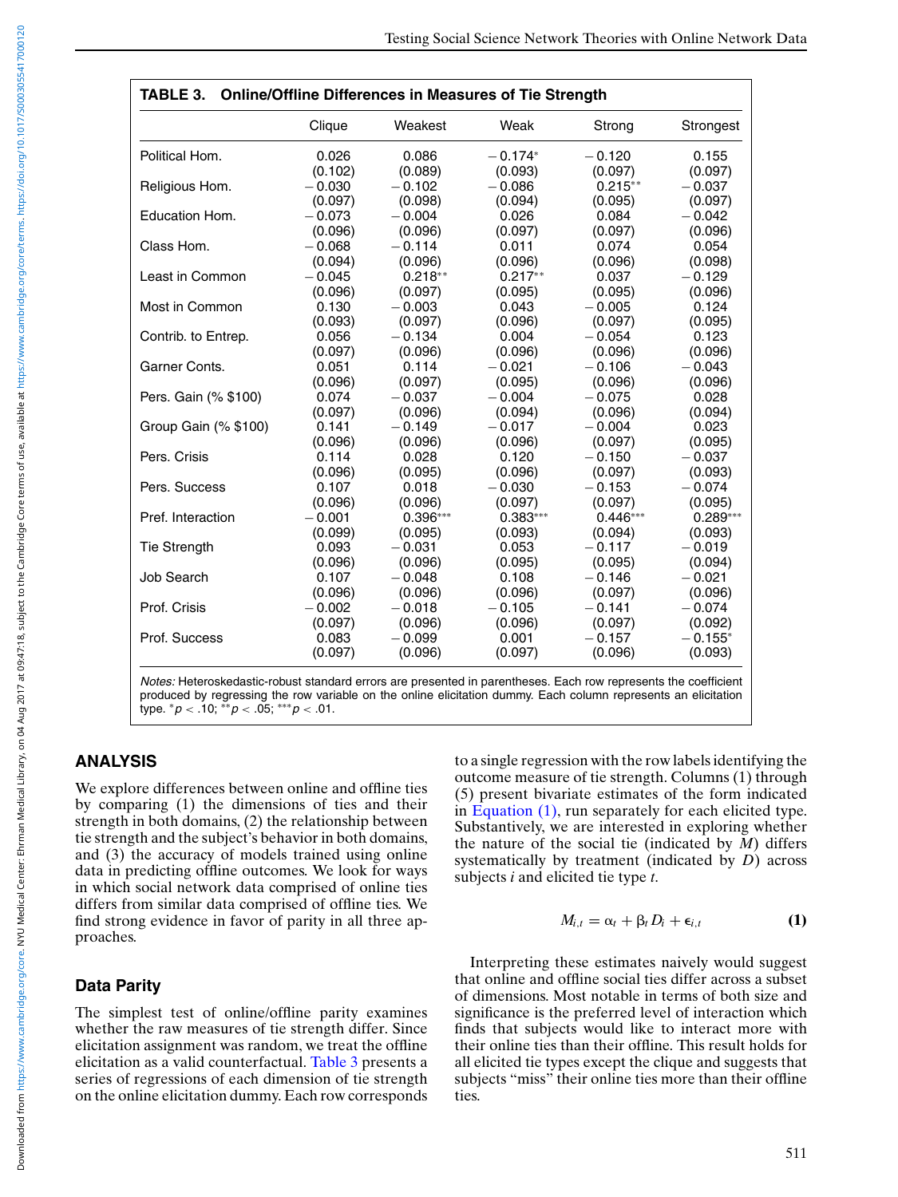**TABLE 3. Online/Offline Differences in Measures of Tie Strength**

| | Clique | Weakest | Weak | Strong | Strongest |
|---|---|---|---|---|---|
| Political Hom. | 0.026 | 0.086 | −0.174* | −0.120 | 0.155 |
| | (0.102) | (0.089) | (0.093) | (0.097) | (0.097) |
| Religious Hom. | −0.030 | −0.102 | −0.086 | 0.215** | −0.037 |
| | (0.097) | (0.098) | (0.094) | (0.095) | (0.097) |
| Education Hom. | −0.073 | −0.004 | 0.026 | 0.084 | −0.042 |
| | (0.096) | (0.096) | (0.097) | (0.097) | (0.096) |
| Class Hom. | −0.068 | −0.114 | 0.011 | 0.074 | 0.054 |
| | (0.094) | (0.096) | (0.096) | (0.096) | (0.098) |
| Least in Common | −0.045 | 0.218** | 0.217** | 0.037 | −0.129 |
| | (0.096) | (0.097) | (0.095) | (0.095) | (0.096) |
| Most in Common | 0.130 | −0.003 | 0.043 | −0.005 | 0.124 |
| | (0.093) | (0.097) | (0.096) | (0.097) | (0.095) |
| Contrib. to Entrep. | 0.056 | −0.134 | 0.004 | −0.054 | 0.123 |
| | (0.097) | (0.096) | (0.096) | (0.096) | (0.096) |
| Garner Conts. | 0.051 | 0.114 | −0.021 | −0.106 | −0.043 |
| | (0.096) | (0.097) | (0.095) | (0.096) | (0.096) |
| Pers. Gain (% \$100) | 0.074 | −0.037 | −0.004 | −0.075 | 0.028 |
| | (0.097) | (0.096) | (0.094) | (0.096) | (0.094) |
| Group Gain (% \$100) | 0.141 | −0.149 | −0.017 | −0.004 | 0.023 |
| | (0.096) | (0.096) | (0.096) | (0.097) | (0.095) |
| Pers. Crisis | 0.114 | 0.028 | 0.120 | −0.150 | −0.037 |
| | (0.096) | (0.095) | (0.096) | (0.097) | (0.093) |
| Pers. Success | 0.107 | 0.018 | −0.030 | −0.153 | −0.074 |
| | (0.096) | (0.096) | (0.097) | (0.097) | (0.095) |
| Pref. Interaction | −0.001 | 0.396*** | 0.383*** | 0.446*** | 0.289*** |
| | (0.099) | (0.095) | (0.093) | (0.094) | (0.093) |
| Tie Strength | 0.093 | −0.031 | 0.053 | −0.117 | −0.019 |
| | (0.096) | (0.096) | (0.095) | (0.095) | (0.094) |
| Job Search | 0.107 | −0.048 | 0.108 | −0.146 | −0.021 |
| | (0.096) | (0.096) | (0.096) | (0.097) | (0.096) |
| Prof. Crisis | −0.002 | −0.018 | −0.105 | −0.141 | −0.074 |
| | (0.097) | (0.096) | (0.096) | (0.097) | (0.092) |
| Prof. Success | 0.083 | −0.099 | 0.001 | −0.157 | −0.155* |
| | (0.097) | (0.096) | (0.097) | (0.096) | (0.093) |

*Notes:* Heteroskedastic-robust standard errors are presented in parentheses. Each row represents the coefficient produced by regressing the row variable on the online elicitation dummy. Each column represents an elicitation type. *$p < .10$; **$p < .05$; ***$p < .01$.

## ANALYSIS

We explore differences between online and offline ties by comparing (1) the dimensions of ties and their strength in both domains, (2) the relationship between tie strength and the subject's behavior in both domains, and (3) the accuracy of models trained using online data in predicting offline outcomes. We look for ways in which social network data comprised of online ties differs from similar data comprised of offline ties. We find strong evidence in favor of parity in all three approaches.

### Data Parity

The simplest test of online/offline parity examines whether the raw measures of tie strength differ. Since elicitation assignment was random, we treat the offline elicitation as a valid counterfactual. Table 3 presents a series of regressions of each dimension of tie strength on the online elicitation dummy. Each row corresponds to a single regression with the row labels identifying the outcome measure of tie strength. Columns (1) through (5) present bivariate estimates of the form indicated in Equation (1), run separately for each elicited type. Substantively, we are interested in exploring whether the nature of the social tie (indicated by $M$) differs systematically by treatment (indicated by $D$) across subjects $i$ and elicited tie type $t$.

$$M_{i,t} = \alpha_t + \beta_t D_i + \epsilon_{i,t} \qquad \textbf{(1)}$$

Interpreting these estimates naively would suggest that online and offline social ties differ across a subset of dimensions. Most notable in terms of both size and significance is the preferred level of interaction which finds that subjects would like to interact more with their online ties than their offline. This result holds for all elicited tie types except the clique and suggests that subjects "miss" their online ties more than their offline ties.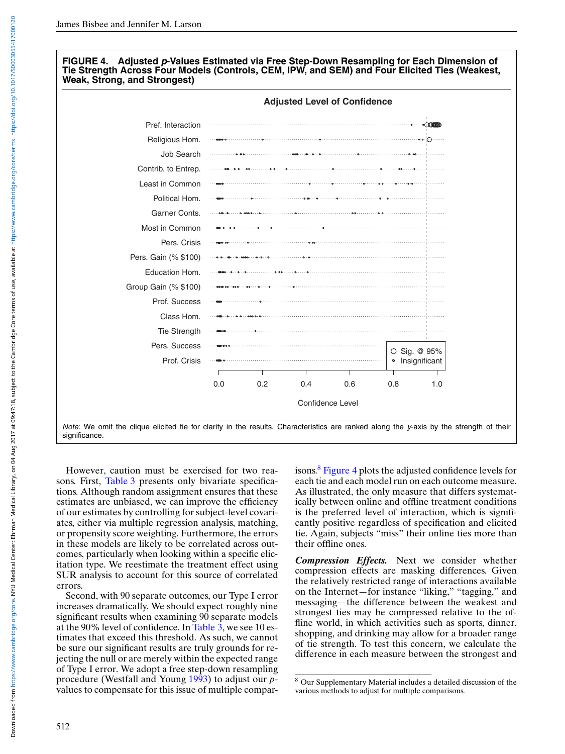**FIGURE 4. Adjusted *p*-Values Estimated via Free Step-Down Resampling for Each Dimension of Tie Strength Across Four Models (Controls, CEM, IPW, and SEM) and Four Elicited Ties (Weakest, Weak, Strong, and Strongest)**

*Note*: We omit the clique elicited tie for clarity in the results. Characteristics are ranked along the *y*-axis by the strength of their significance.

However, caution must be exercised for two reasons. First, Table 3 presents only bivariate specifications. Although random assignment ensures that these estimates are unbiased, we can improve the efficiency of our estimates by controlling for subject-level covariates, either via multiple regression analysis, matching, or propensity score weighting. Furthermore, the errors in these models are likely to be correlated across outcomes, particularly when looking within a specific elicitation type. We reestimate the treatment effect using SUR analysis to account for this source of correlated errors.

Second, with 90 separate outcomes, our Type I error increases dramatically. We should expect roughly nine significant results when examining 90 separate models at the 90% level of confidence. In Table 3, we see 10 estimates that exceed this threshold. As such, we cannot be sure our significant results are truly grounds for rejecting the null or are merely within the expected range of Type I error. We adopt a free step-down resampling procedure (Westfall and Young 1993) to adjust our *p*-values to compensate for this issue of multiple comparisons.[8] Figure 4 plots the adjusted confidence levels for each tie and each model run on each outcome measure. As illustrated, the only measure that differs systematically between online and offline treatment conditions is the preferred level of interaction, which is significantly positive regardless of specification and elicited tie. Again, subjects "miss" their online ties more than their offline ones.

***Compression Effects.*** Next we consider whether compression effects are masking differences. Given the relatively restricted range of interactions available on the Internet—for instance "liking," "tagging," and messaging—the difference between the weakest and strongest ties may be compressed relative to the offline world, in which activities such as sports, dinner, shopping, and drinking may allow for a broader range of tie strength. To test this concern, we calculate the difference in each measure between the strongest and

[8] Our Supplementary Material includes a detailed discussion of the various methods to adjust for multiple comparisons.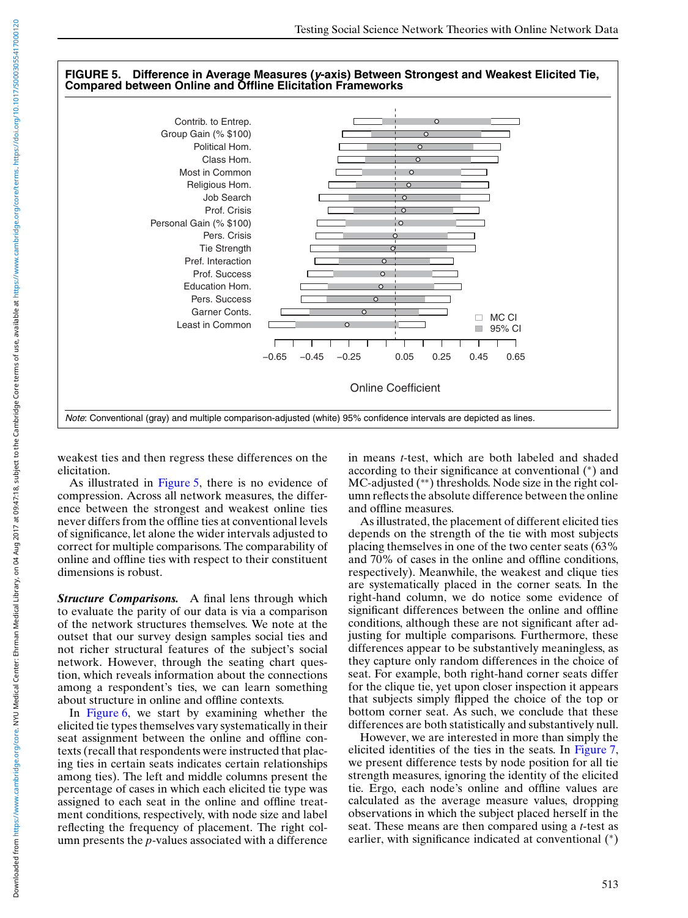**FIGURE 5. Difference in Average Measures (*y*-axis) Between Strongest and Weakest Elicited Tie, Compared between Online and Offline Elicitation Frameworks**

*Note*: Conventional (gray) and multiple comparison-adjusted (white) 95% confidence intervals are depicted as lines.

weakest ties and then regress these differences on the elicitation.

As illustrated in Figure 5, there is no evidence of compression. Across all network measures, the difference between the strongest and weakest online ties never differs from the offline ties at conventional levels of significance, let alone the wider intervals adjusted to correct for multiple comparisons. The comparability of online and offline ties with respect to their constituent dimensions is robust.

***Structure Comparisons.*** A final lens through which to evaluate the parity of our data is via a comparison of the network structures themselves. We note at the outset that our survey design samples social ties and not richer structural features of the subject's social network. However, through the seating chart question, which reveals information about the connections among a respondent's ties, we can learn something about structure in online and offline contexts.

In Figure 6, we start by examining whether the elicited tie types themselves vary systematically in their seat assignment between the online and offline contexts (recall that respondents were instructed that placing ties in certain seats indicates certain relationships among ties). The left and middle columns present the percentage of cases in which each elicited tie type was assigned to each seat in the online and offline treatment conditions, respectively, with node size and label reflecting the frequency of placement. The right column presents the *p*-values associated with a difference in means *t*-test, which are both labeled and shaded according to their significance at conventional (*) and MC-adjusted (**) thresholds. Node size in the right column reflects the absolute difference between the online and offline measures.

As illustrated, the placement of different elicited ties depends on the strength of the tie with most subjects placing themselves in one of the two center seats (63% and 70% of cases in the online and offline conditions, respectively). Meanwhile, the weakest and clique ties are systematically placed in the corner seats. In the right-hand column, we do notice some evidence of significant differences between the online and offline conditions, although these are not significant after adjusting for multiple comparisons. Furthermore, these differences appear to be substantively meaningless, as they capture only random differences in the choice of seat. For example, both right-hand corner seats differ for the clique tie, yet upon closer inspection it appears that subjects simply flipped the choice of the top or bottom corner seat. As such, we conclude that these differences are both statistically and substantively null.

However, we are interested in more than simply the elicited identities of the ties in the seats. In Figure 7, we present difference tests by node position for all tie strength measures, ignoring the identity of the elicited tie. Ergo, each node's online and offline values are calculated as the average measure values, dropping observations in which the subject placed herself in the seat. These means are then compared using a *t*-test as earlier, with significance indicated at conventional (*)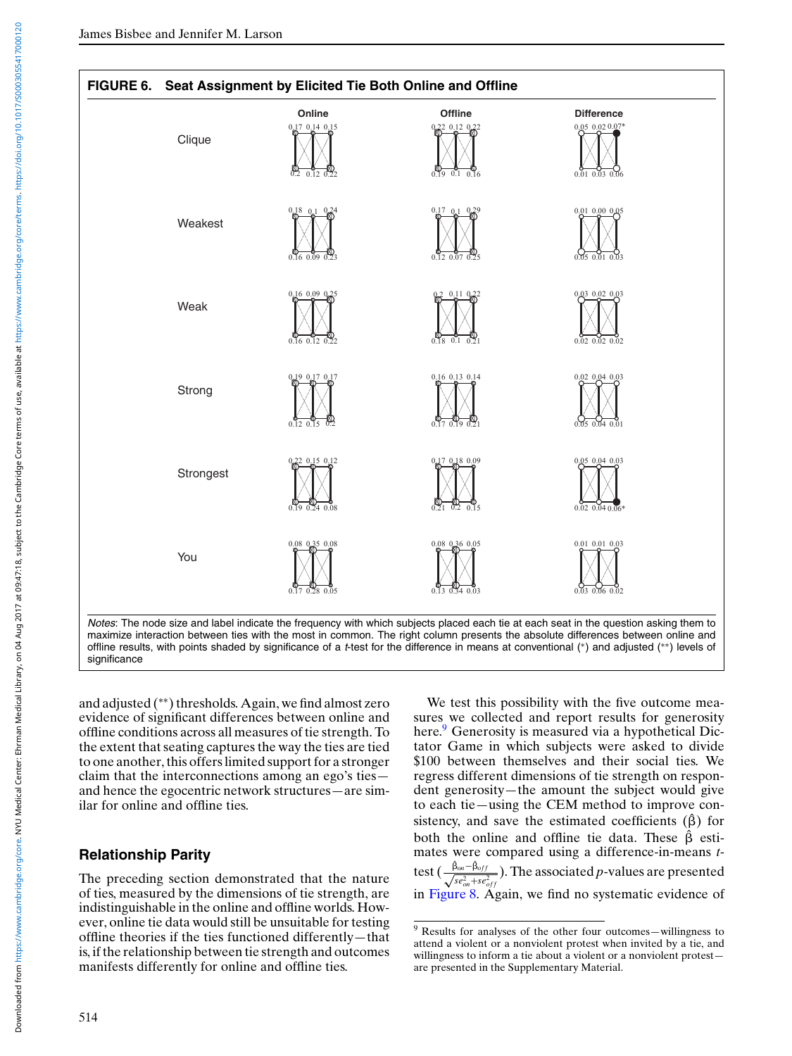**FIGURE 6. Seat Assignment by Elicited Tie Both Online and Offline**

| | Online | | | Offline | | | Difference | | |
|---|---|---|---|---|---|---|---|---|---|
| Clique (top) | 0.17 | 0.14 | 0.15 | 0.22 | 0.12 | 0.22 | 0.05 | 0.02 | 0.07* |
| Clique (bottom) | 0.2 | 0.12 | 0.22 | 0.19 | 0.1 | 0.16 | 0.01 | 0.03 | 0.06 |
| Weakest (top) | 0.18 | 0.1 | 0.24 | 0.17 | 0.1 | 0.29 | 0.01 | 0.00 | 0.05 |
| Weakest (bottom) | 0.16 | 0.09 | 0.23 | 0.12 | 0.07 | 0.25 | 0.05 | 0.01 | 0.03 |
| Weak (top) | 0.16 | 0.09 | 0.25 | 0.2 | 0.11 | 0.22 | 0.03 | 0.02 | 0.03 |
| Weak (bottom) | 0.16 | 0.12 | 0.22 | 0.18 | 0.1 | 0.21 | 0.02 | 0.02 | 0.02 |
| Strong (top) | 0.19 | 0.17 | 0.17 | 0.16 | 0.13 | 0.14 | 0.02 | 0.04 | 0.03 |
| Strong (bottom) | 0.12 | 0.15 | 0.2 | 0.17 | 0.19 | 0.21 | 0.05 | 0.04 | 0.01 |
| Strongest (top) | 0.22 | 0.15 | 0.12 | 0.17 | 0.18 | 0.09 | 0.05 | 0.04 | 0.03 |
| Strongest (bottom) | 0.19 | 0.24 | 0.08 | 0.21 | 0.2 | 0.15 | 0.02 | 0.04 | 0.06* |
| You (top) | 0.08 | 0.35 | 0.08 | 0.08 | 0.36 | 0.05 | 0.01 | 0.01 | 0.03 |
| You (bottom) | 0.17 | 0.28 | 0.05 | 0.13 | 0.34 | 0.03 | 0.03 | 0.06 | 0.02 |

*Notes*: The node size and label indicate the frequency with which subjects placed each tie at each seat in the question asking them to maximize interaction between ties with the most in common. The right column presents the absolute differences between online and offline results, with points shaded by significance of a *t*-test for the difference in means at conventional (*) and adjusted (**) levels of significance

and adjusted (**) thresholds. Again, we find almost zero evidence of significant differences between online and offline conditions across all measures of tie strength. To the extent that seating captures the way the ties are tied to one another, this offers limited support for a stronger claim that the interconnections among an ego's ties—and hence the egocentric network structures—are similar for online and offline ties.

## Relationship Parity

The preceding section demonstrated that the nature of ties, measured by the dimensions of tie strength, are indistinguishable in the online and offline worlds. However, online tie data would still be unsuitable for testing offline theories if the ties functioned differently—that is, if the relationship between tie strength and outcomes manifests differently for online and offline ties.

We test this possibility with the five outcome measures we collected and report results for generosity here.[9] Generosity is measured via a hypothetical Dictator Game in which subjects were asked to divide \$100 between themselves and their social ties. We regress different dimensions of tie strength on respondent generosity—the amount the subject would give to each tie—using the CEM method to improve consistency, and save the estimated coefficients ($\hat{\beta}$) for both the online and offline tie data. These $\hat{\beta}$ estimates were compared using a difference-in-means *t*-test ($\frac{\hat{\beta}_{on}-\hat{\beta}_{off}}{\sqrt{se_{on}^2+se_{off}^2}}$). The associated *p*-values are presented in Figure 8. Again, we find no systematic evidence of

[9] Results for analyses of the other four outcomes—willingness to attend a violent or a nonviolent protest when invited by a tie, and willingness to inform a tie about a violent or a nonviolent protest—are presented in the Supplementary Material.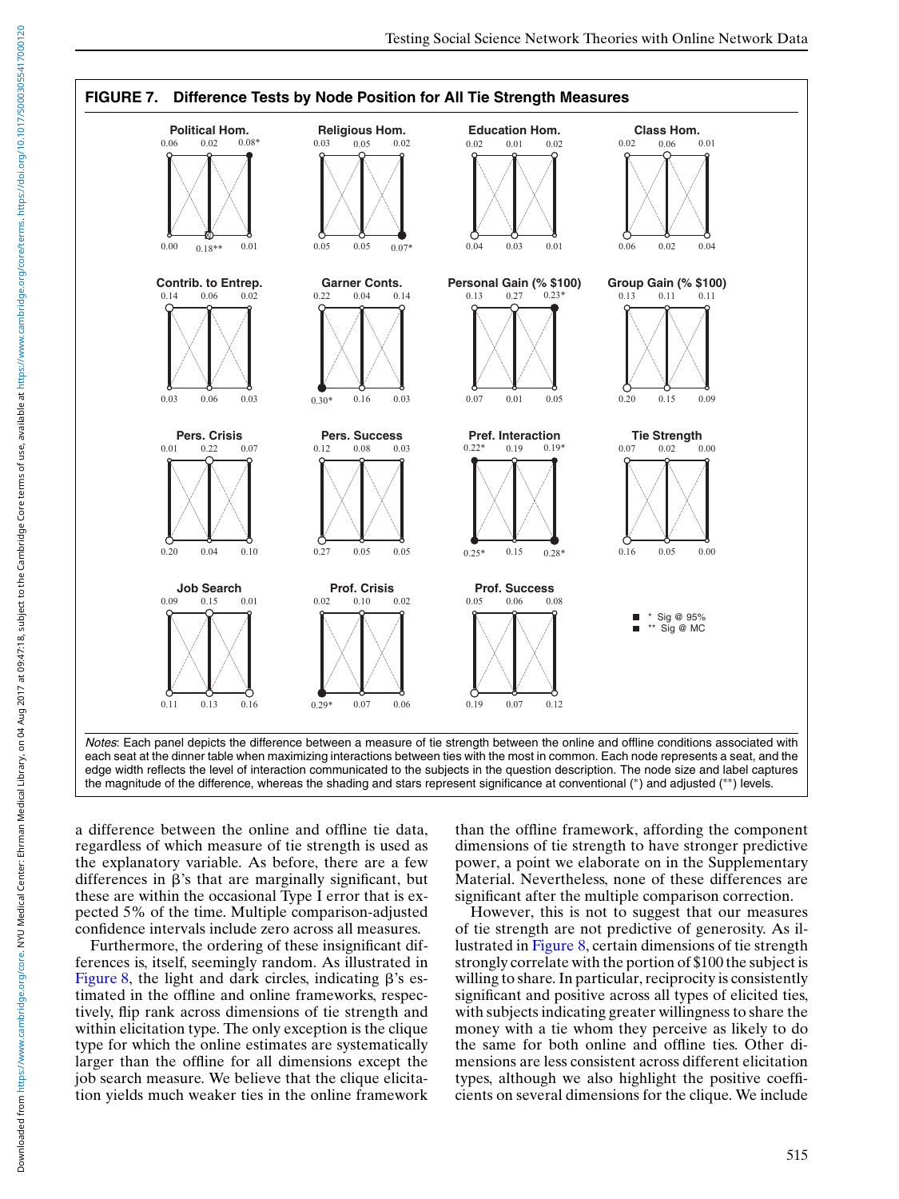**FIGURE 7. Difference Tests by Node Position for All Tie Strength Measures**

*Notes*: Each panel depicts the difference between a measure of tie strength between the online and offline conditions associated with each seat at the dinner table when maximizing interactions between ties with the most in common. Each node represents a seat, and the edge width reflects the level of interaction communicated to the subjects in the question description. The node size and label captures the magnitude of the difference, whereas the shading and stars represent significance at conventional (*) and adjusted (**) levels.

a difference between the online and offline tie data, regardless of which measure of tie strength is used as the explanatory variable. As before, there are a few differences in β's that are marginally significant, but these are within the occasional Type I error that is expected 5% of the time. Multiple comparison-adjusted confidence intervals include zero across all measures.

Furthermore, the ordering of these insignificant differences is, itself, seemingly random. As illustrated in Figure 8, the light and dark circles, indicating β's estimated in the offline and online frameworks, respectively, flip rank across dimensions of tie strength and within elicitation type. The only exception is the clique type for which the online estimates are systematically larger than the offline for all dimensions except the job search measure. We believe that the clique elicitation yields much weaker ties in the online framework than the offline framework, affording the component dimensions of tie strength to have stronger predictive power, a point we elaborate on in the Supplementary Material. Nevertheless, none of these differences are significant after the multiple comparison correction.

However, this is not to suggest that our measures of tie strength are not predictive of generosity. As illustrated in Figure 8, certain dimensions of tie strength strongly correlate with the portion of $100 the subject is willing to share. In particular, reciprocity is consistently significant and positive across all types of elicited ties, with subjects indicating greater willingness to share the money with a tie whom they perceive as likely to do the same for both online and offline ties. Other dimensions are less consistent across different elicitation types, although we also highlight the positive coefficients on several dimensions for the clique. We include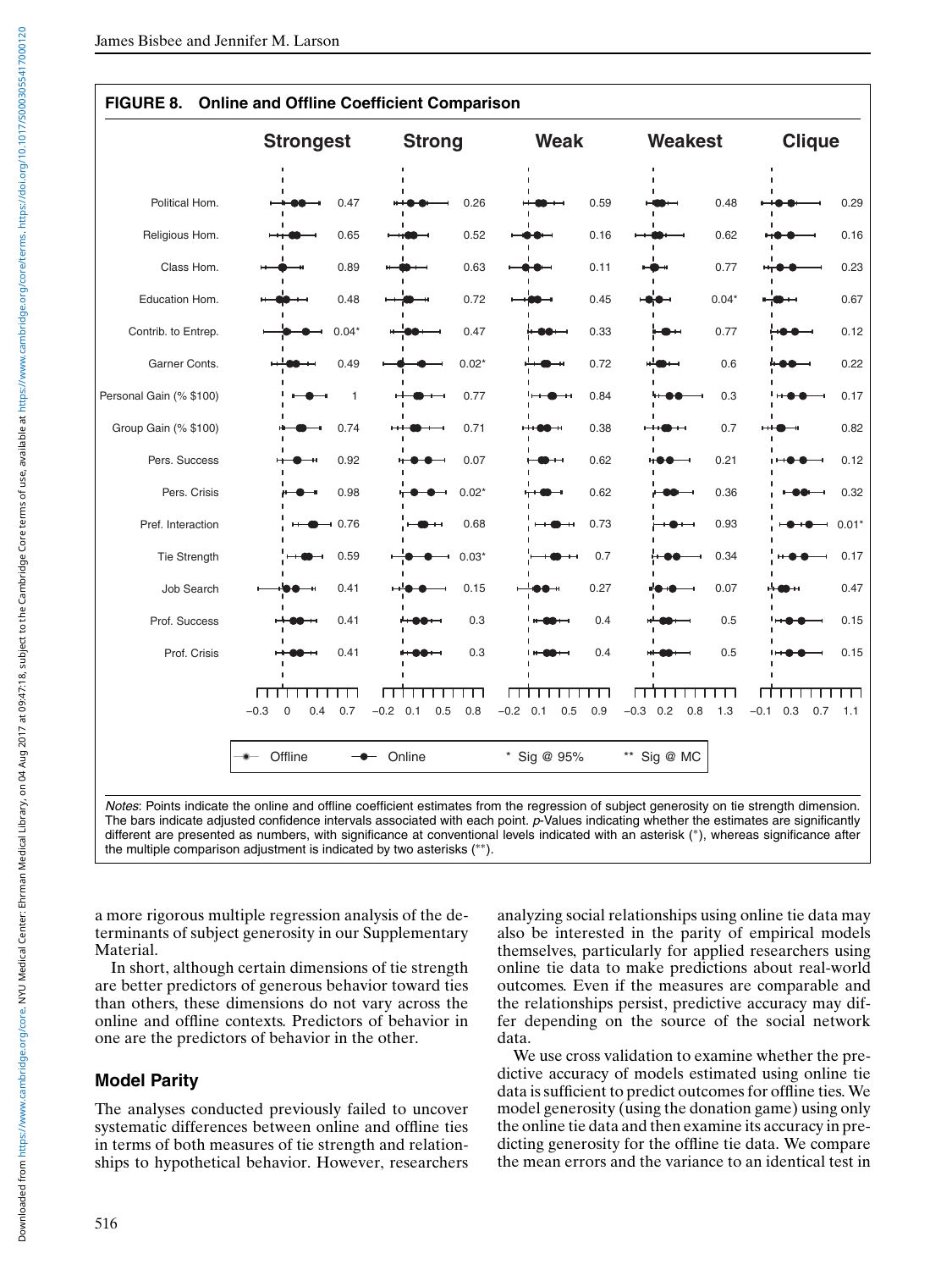**FIGURE 8. Online and Offline Coefficient Comparison**

| | Strongest | Strong | Weak | Weakest | Clique |
|---|---|---|---|---|---|
| Political Hom. | 0.47 | 0.26 | 0.59 | 0.48 | 0.29 |
| Religious Hom. | 0.65 | 0.52 | 0.16 | 0.62 | 0.16 |
| Class Hom. | 0.89 | 0.63 | 0.11 | 0.77 | 0.23 |
| Education Hom. | 0.48 | 0.72 | 0.45 | 0.04* | 0.67 |
| Contrib. to Entrep. | 0.04* | 0.47 | 0.33 | 0.77 | 0.12 |
| Garner Conts. | 0.49 | 0.02* | 0.72 | 0.6 | 0.22 |
| Personal Gain (% $100) | 1 | 0.77 | 0.84 | 0.3 | 0.17 |
| Group Gain (% $100) | 0.74 | 0.71 | 0.38 | 0.7 | 0.82 |
| Pers. Success | 0.92 | 0.07 | 0.62 | 0.21 | 0.12 |
| Pers. Crisis | 0.98 | 0.02* | 0.62 | 0.36 | 0.32 |
| Pref. Interaction | 0.76 | 0.68 | 0.73 | 0.93 | 0.01* |
| Tie Strength | 0.59 | 0.03* | 0.7 | 0.34 | 0.17 |
| Job Search | 0.41 | 0.15 | 0.27 | 0.07 | 0.47 |
| Prof. Success | 0.41 | 0.3 | 0.4 | 0.5 | 0.15 |
| Prof. Crisis | 0.41 | 0.3 | 0.4 | 0.5 | 0.15 |

Legend: Offline; Online; * Sig @ 95%; ** Sig @ MC

*Notes*: Points indicate the online and offline coefficient estimates from the regression of subject generosity on tie strength dimension. The bars indicate adjusted confidence intervals associated with each point. *p*-Values indicating whether the estimates are significantly different are presented as numbers, with significance at conventional levels indicated with an asterisk (*), whereas significance after the multiple comparison adjustment is indicated by two asterisks (**).

a more rigorous multiple regression analysis of the determinants of subject generosity in our Supplementary Material.

In short, although certain dimensions of tie strength are better predictors of generous behavior toward ties than others, these dimensions do not vary across the online and offline contexts. Predictors of behavior in one are the predictors of behavior in the other.

## Model Parity

The analyses conducted previously failed to uncover systematic differences between online and offline ties in terms of both measures of tie strength and relationships to hypothetical behavior. However, researchers analyzing social relationships using online tie data may also be interested in the parity of empirical models themselves, particularly for applied researchers using online tie data to make predictions about real-world outcomes. Even if the measures are comparable and the relationships persist, predictive accuracy may differ depending on the source of the social network data.

We use cross validation to examine whether the predictive accuracy of models estimated using online tie data is sufficient to predict outcomes for offline ties. We model generosity (using the donation game) using only the online tie data and then examine its accuracy in predicting generosity for the offline tie data. We compare the mean errors and the variance to an identical test in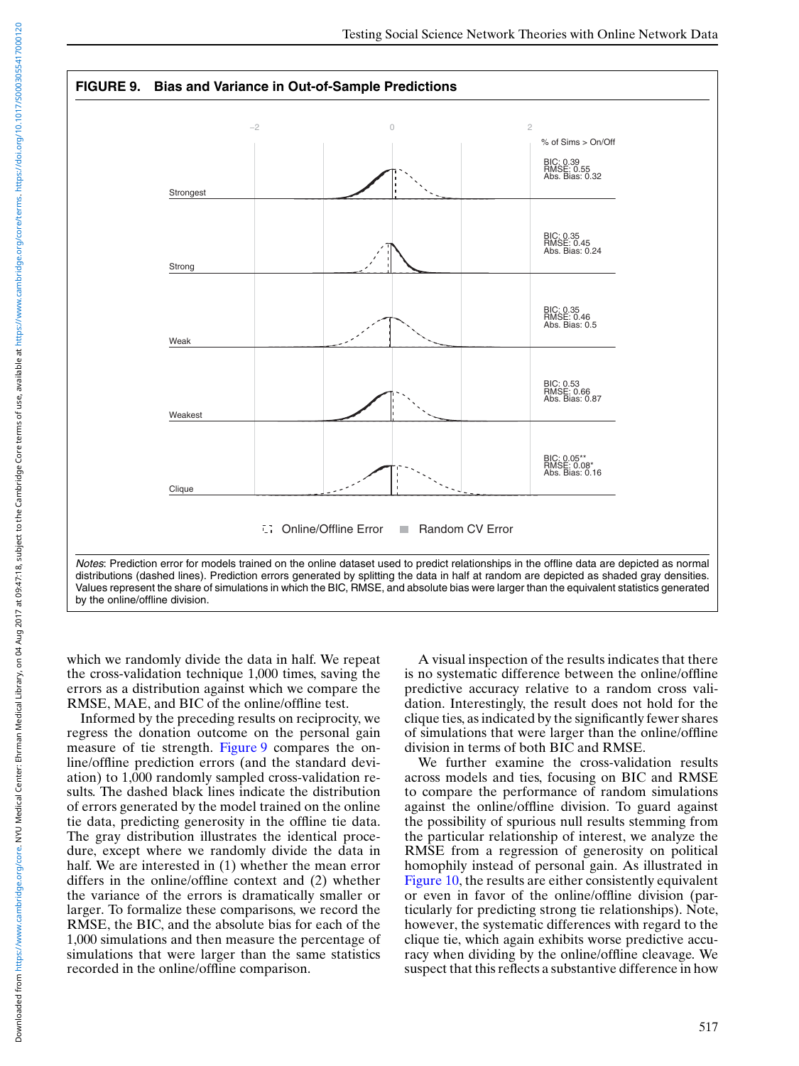**FIGURE 9. Bias and Variance in Out-of-Sample Predictions**

% of Sims > On/Off

| | BIC | RMSE | Abs. Bias |
|---|---|---|---|
| Strongest | 0.39 | 0.55 | 0.32 |
| Strong | 0.35 | 0.45 | 0.24 |
| Weak | 0.35 | 0.46 | 0.5 |
| Weakest | 0.53 | 0.66 | 0.87 |
| Clique | 0.05** | 0.08* | 0.16 |

Online/Offline Error — Random CV Error

*Notes*: Prediction error for models trained on the online dataset used to predict relationships in the offline data are depicted as normal distributions (dashed lines). Prediction errors generated by splitting the data in half at random are depicted as shaded gray densities. Values represent the share of simulations in which the BIC, RMSE, and absolute bias were larger than the equivalent statistics generated by the online/offline division.

which we randomly divide the data in half. We repeat the cross-validation technique 1,000 times, saving the errors as a distribution against which we compare the RMSE, MAE, and BIC of the online/offline test.

Informed by the preceding results on reciprocity, we regress the donation outcome on the personal gain measure of tie strength. Figure 9 compares the online/offline prediction errors (and the standard deviation) to 1,000 randomly sampled cross-validation results. The dashed black lines indicate the distribution of errors generated by the model trained on the online tie data, predicting generosity in the offline tie data. The gray distribution illustrates the identical procedure, except where we randomly divide the data in half. We are interested in (1) whether the mean error differs in the online/offline context and (2) whether the variance of the errors is dramatically smaller or larger. To formalize these comparisons, we record the RMSE, the BIC, and the absolute bias for each of the 1,000 simulations and then measure the percentage of simulations that were larger than the same statistics recorded in the online/offline comparison.

A visual inspection of the results indicates that there is no systematic difference between the online/offline predictive accuracy relative to a random cross validation. Interestingly, the result does not hold for the clique ties, as indicated by the significantly fewer shares of simulations that were larger than the online/offline division in terms of both BIC and RMSE.

We further examine the cross-validation results across models and ties, focusing on BIC and RMSE to compare the performance of random simulations against the online/offline division. To guard against the possibility of spurious null results stemming from the particular relationship of interest, we analyze the RMSE from a regression of generosity on political homophily instead of personal gain. As illustrated in Figure 10, the results are either consistently equivalent or even in favor of the online/offline division (particularly for predicting strong tie relationships). Note, however, the systematic differences with regard to the clique tie, which again exhibits worse predictive accuracy when dividing by the online/offline cleavage. We suspect that this reflects a substantive difference in how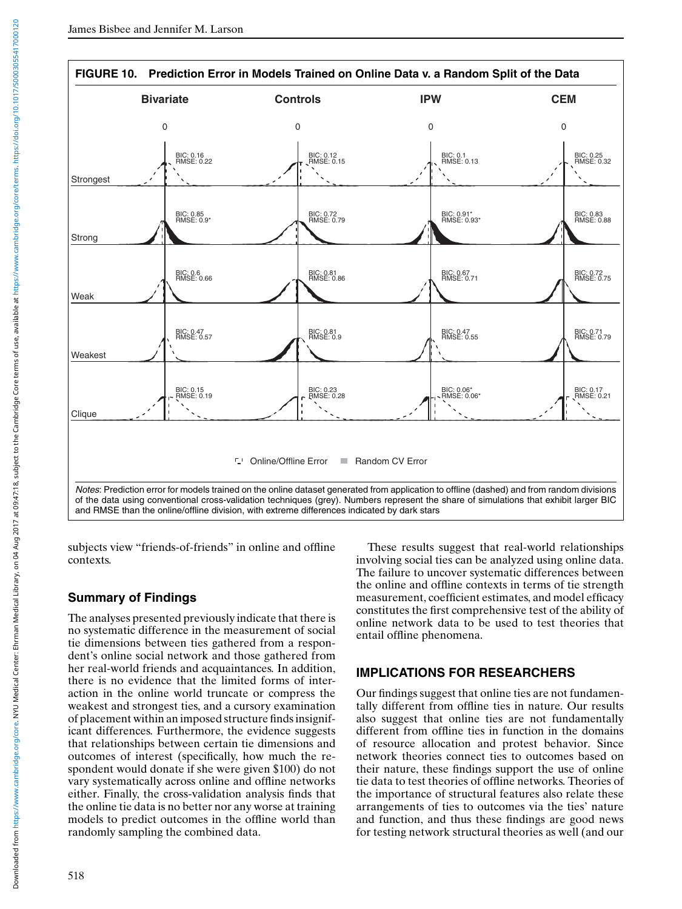**FIGURE 10. Prediction Error in Models Trained on Online Data v. a Random Split of the Data**

| | Bivariate | Controls | IPW | CEM |
|---|---|---|---|---|
| Strongest | BIC: 0.16, RMSE: 0.22 | BIC: 0.12, RMSE: 0.15 | BIC: 0.1, RMSE: 0.13 | BIC: 0.25, RMSE: 0.32 |
| Strong | BIC: 0.85, RMSE: 0.9* | BIC: 0.72, RMSE: 0.79 | BIC: 0.91*, RMSE: 0.93* | BIC: 0.83, RMSE: 0.88 |
| Weak | BIC: 0.6, RMSE: 0.66 | BIC: 0.81, RMSE: 0.86 | BIC: 0.67, RMSE: 0.71 | BIC: 0.72, RMSE: 0.75 |
| Weakest | BIC: 0.47, RMSE: 0.57 | BIC: 0.81, RMSE: 0.9 | BIC: 0.47, RMSE: 0.55 | BIC: 0.71, RMSE: 0.79 |
| Clique | BIC: 0.15, RMSE: 0.19 | BIC: 0.23, RMSE: 0.28 | BIC: 0.06*, RMSE: 0.06* | BIC: 0.17, RMSE: 0.21 |

Online/Offline Error — Random CV Error

*Notes*: Prediction error for models trained on the online dataset generated from application to offline (dashed) and from random divisions of the data using conventional cross-validation techniques (grey). Numbers represent the share of simulations that exhibit larger BIC and RMSE than the online/offline division, with extreme differences indicated by dark stars

subjects view "friends-of-friends" in online and offline contexts.

## Summary of Findings

The analyses presented previously indicate that there is no systematic difference in the measurement of social tie dimensions between ties gathered from a respondent's online social network and those gathered from her real-world friends and acquaintances. In addition, there is no evidence that the limited forms of interaction in the online world truncate or compress the weakest and strongest ties, and a cursory examination of placement within an imposed structure finds insignificant differences. Furthermore, the evidence suggests that relationships between certain tie dimensions and outcomes of interest (specifically, how much the respondent would donate if she were given $100) do not vary systematically across online and offline networks either. Finally, the cross-validation analysis finds that the online tie data is no better nor any worse at training models to predict outcomes in the offline world than randomly sampling the combined data.

These results suggest that real-world relationships involving social ties can be analyzed using online data. The failure to uncover systematic differences between the online and offline contexts in terms of tie strength measurement, coefficient estimates, and model efficacy constitutes the first comprehensive test of the ability of online network data to be used to test theories that entail offline phenomena.

## IMPLICATIONS FOR RESEARCHERS

Our findings suggest that online ties are not fundamentally different from offline ties in nature. Our results also suggest that online ties are not fundamentally different from offline ties in function in the domains of resource allocation and protest behavior. Since network theories connect ties to outcomes based on their nature, these findings support the use of online tie data to test theories of offline networks. Theories of the importance of structural features also relate these arrangements of ties to outcomes via the ties' nature and function, and thus these findings are good news for testing network structural theories as well (and our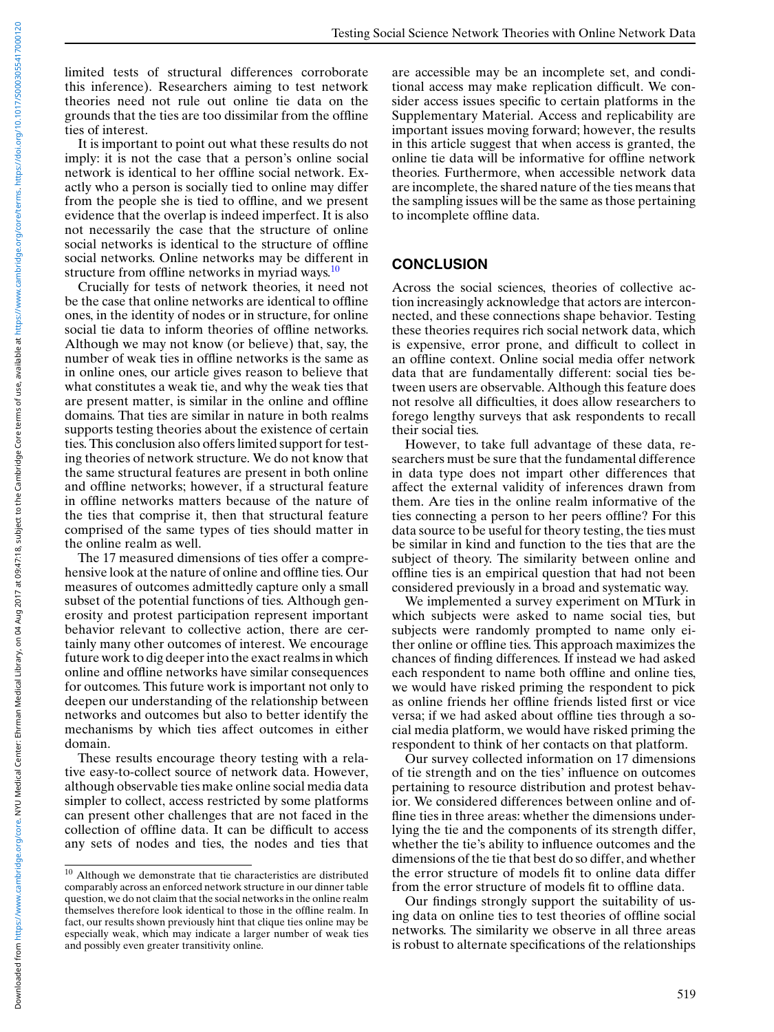limited tests of structural differences corroborate this inference). Researchers aiming to test network theories need not rule out online tie data on the grounds that the ties are too dissimilar from the offline ties of interest.

It is important to point out what these results do not imply: it is not the case that a person's online social network is identical to her offline social network. Exactly who a person is socially tied to online may differ from the people she is tied to offline, and we present evidence that the overlap is indeed imperfect. It is also not necessarily the case that the structure of online social networks is identical to the structure of offline social networks. Online networks may be different in structure from offline networks in myriad ways.[10]

Crucially for tests of network theories, it need not be the case that online networks are identical to offline ones, in the identity of nodes or in structure, for online social tie data to inform theories of offline networks. Although we may not know (or believe) that, say, the number of weak ties in offline networks is the same as in online ones, our article gives reason to believe that what constitutes a weak tie, and why the weak ties that are present matter, is similar in the online and offline domains. That ties are similar in nature in both realms supports testing theories about the existence of certain ties. This conclusion also offers limited support for testing theories of network structure. We do not know that the same structural features are present in both online and offline networks; however, if a structural feature in offline networks matters because of the nature of the ties that comprise it, then that structural feature comprised of the same types of ties should matter in the online realm as well.

The 17 measured dimensions of ties offer a comprehensive look at the nature of online and offline ties. Our measures of outcomes admittedly capture only a small subset of the potential functions of ties. Although generosity and protest participation represent important behavior relevant to collective action, there are certainly many other outcomes of interest. We encourage future work to dig deeper into the exact realms in which online and offline networks have similar consequences for outcomes. This future work is important not only to deepen our understanding of the relationship between networks and outcomes but also to better identify the mechanisms by which ties affect outcomes in either domain.

These results encourage theory testing with a relative easy-to-collect source of network data. However, although observable ties make online social media data simpler to collect, access restricted by some platforms can present other challenges that are not faced in the collection of offline data. It can be difficult to access any sets of nodes and ties, the nodes and ties that are accessible may be an incomplete set, and conditional access may make replication difficult. We consider access issues specific to certain platforms in the Supplementary Material. Access and replicability are important issues moving forward; however, the results in this article suggest that when access is granted, the online tie data will be informative for offline network theories. Furthermore, when accessible network data are incomplete, the shared nature of the ties means that the sampling issues will be the same as those pertaining to incomplete offline data.

## CONCLUSION

Across the social sciences, theories of collective action increasingly acknowledge that actors are interconnected, and these connections shape behavior. Testing these theories requires rich social network data, which is expensive, error prone, and difficult to collect in an offline context. Online social media offer network data that are fundamentally different: social ties between users are observable. Although this feature does not resolve all difficulties, it does allow researchers to forego lengthy surveys that ask respondents to recall their social ties.

However, to take full advantage of these data, researchers must be sure that the fundamental difference in data type does not impart other differences that affect the external validity of inferences drawn from them. Are ties in the online realm informative of the ties connecting a person to her peers offline? For this data source to be useful for theory testing, the ties must be similar in kind and function to the ties that are the subject of theory. The similarity between online and offline ties is an empirical question that had not been considered previously in a broad and systematic way.

We implemented a survey experiment on MTurk in which subjects were asked to name social ties, but subjects were randomly prompted to name only either online or offline ties. This approach maximizes the chances of finding differences. If instead we had asked each respondent to name both offline and online ties, we would have risked priming the respondent to pick as online friends her offline friends listed first or vice versa; if we had asked about offline ties through a social media platform, we would have risked priming the respondent to think of her contacts on that platform.

Our survey collected information on 17 dimensions of tie strength and on the ties' influence on outcomes pertaining to resource distribution and protest behavior. We considered differences between online and offline ties in three areas: whether the dimensions underlying the tie and the components of its strength differ, whether the tie's ability to influence outcomes and the dimensions of the tie that best do so differ, and whether the error structure of models fit to online data differ from the error structure of models fit to offline data.

Our findings strongly support the suitability of using data on online ties to test theories of offline social networks. The similarity we observe in all three areas is robust to alternate specifications of the relationships

---

[10] Although we demonstrate that tie characteristics are distributed comparably across an enforced network structure in our dinner table question, we do not claim that the social networks in the online realm themselves therefore look identical to those in the offline realm. In fact, our results shown previously hint that clique ties online may be especially weak, which may indicate a larger number of weak ties and possibly even greater transitivity online.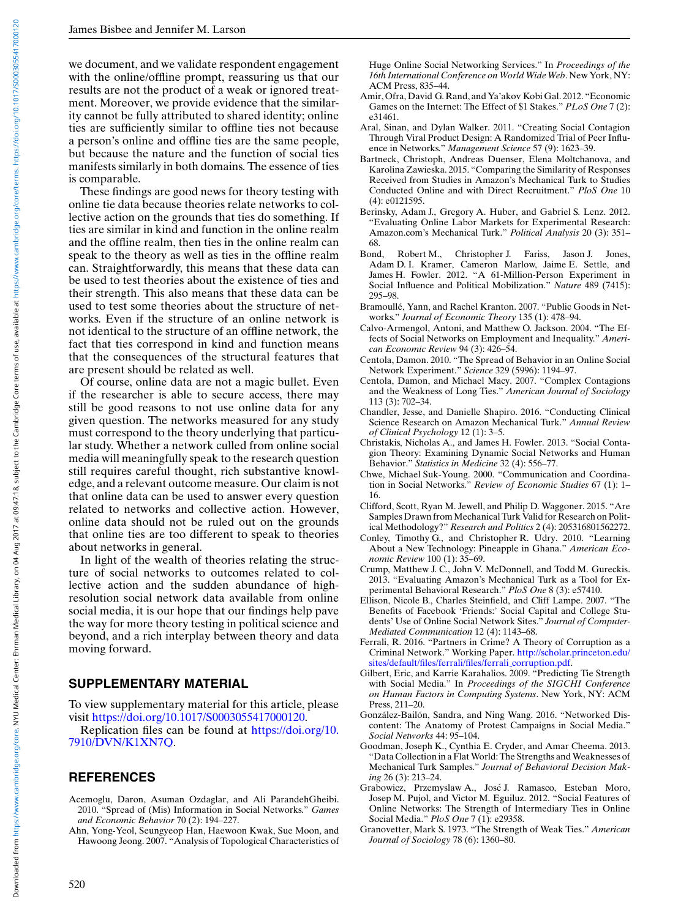we document, and we validate respondent engagement with the online/offline prompt, reassuring us that our results are not the product of a weak or ignored treatment. Moreover, we provide evidence that the similarity cannot be fully attributed to shared identity; online ties are sufficiently similar to offline ties not because a person's online and offline ties are the same people, but because the nature and the function of social ties manifests similarly in both domains. The essence of ties is comparable.

These findings are good news for theory testing with online tie data because theories relate networks to collective action on the grounds that ties do something. If ties are similar in kind and function in the online realm and the offline realm, then ties in the online realm can speak to the theory as well as ties in the offline realm can. Straightforwardly, this means that these data can be used to test theories about the existence of ties and their strength. This also means that these data can be used to test some theories about the structure of networks. Even if the structure of an online network is not identical to the structure of an offline network, the fact that ties correspond in kind and function means that the consequences of the structural features that are present should be related as well.

Of course, online data are not a magic bullet. Even if the researcher is able to secure access, there may still be good reasons to not use online data for any given question. The networks measured for any study must correspond to the theory underlying that particular study. Whether a network culled from online social media will meaningfully speak to the research question still requires careful thought, rich substantive knowledge, and a relevant outcome measure. Our claim is not that online data can be used to answer every question related to networks and collective action. However, online data should not be ruled out on the grounds that online ties are too different to speak to theories about networks in general.

In light of the wealth of theories relating the structure of social networks to outcomes related to collective action and the sudden abundance of high-resolution social network data available from online social media, it is our hope that our findings help pave the way for more theory testing in political science and beyond, and a rich interplay between theory and data moving forward.

## SUPPLEMENTARY MATERIAL

To view supplementary material for this article, please visit https://doi.org/10.1017/S0003055417000120.

Replication files can be found at https://doi.org/10.7910/DVN/K1XN7Q.

## REFERENCES

Acemoglu, Daron, Asuman Ozdaglar, and Ali ParandehGheibi. 2010. "Spread of (Mis) Information in Social Networks." *Games and Economic Behavior* 70 (2): 194–227.

Ahn, Yong-Yeol, Seungyeop Han, Haewoon Kwak, Sue Moon, and Hawoong Jeong. 2007. "Analysis of Topological Characteristics of Huge Online Social Networking Services." In *Proceedings of the 16th International Conference on World Wide Web*. New York, NY: ACM Press, 835–44.

Amir, Ofra, David G. Rand, and Ya'akov Kobi Gal. 2012. "Economic Games on the Internet: The Effect of $1 Stakes." *PLoS One* 7 (2): e31461.

Aral, Sinan, and Dylan Walker. 2011. "Creating Social Contagion Through Viral Product Design: A Randomized Trial of Peer Influence in Networks." *Management Science* 57 (9): 1623–39.

Bartneck, Christoph, Andreas Duenser, Elena Moltchanova, and Karolina Zawieska. 2015. "Comparing the Similarity of Responses Received from Studies in Amazon's Mechanical Turk to Studies Conducted Online and with Direct Recruitment." *PloS One* 10 (4): e0121595.

Berinsky, Adam J., Gregory A. Huber, and Gabriel S. Lenz. 2012. "Evaluating Online Labor Markets for Experimental Research: Amazon.com's Mechanical Turk." *Political Analysis* 20 (3): 351–68.

Bond, Robert M., Christopher J. Fariss, Jason J. Jones, Adam D. I. Kramer, Cameron Marlow, Jaime E. Settle, and James H. Fowler. 2012. "A 61-Million-Person Experiment in Social Influence and Political Mobilization." *Nature* 489 (7415): 295–98.

Bramoullé, Yann, and Rachel Kranton. 2007. "Public Goods in Networks." *Journal of Economic Theory* 135 (1): 478–94.

Calvo-Armengol, Antoni, and Matthew O. Jackson. 2004. "The Effects of Social Networks on Employment and Inequality." *American Economic Review* 94 (3): 426–54.

Centola, Damon. 2010. "The Spread of Behavior in an Online Social Network Experiment." *Science* 329 (5996): 1194–97.

Centola, Damon, and Michael Macy. 2007. "Complex Contagions and the Weakness of Long Ties." *American Journal of Sociology* 113 (3): 702–34.

Chandler, Jesse, and Danielle Shapiro. 2016. "Conducting Clinical Science Research on Amazon Mechanical Turk." *Annual Review of Clinical Psychology* 12 (1): 3–5.

Christakis, Nicholas A., and James H. Fowler. 2013. "Social Contagion Theory: Examining Dynamic Social Networks and Human Behavior." *Statistics in Medicine* 32 (4): 556–77.

Chwe, Michael Suk-Young. 2000. "Communication and Coordination in Social Networks." *Review of Economic Studies* 67 (1): 1–16.

Clifford, Scott, Ryan M. Jewell, and Philip D. Waggoner. 2015. "Are Samples Drawn from Mechanical Turk Valid for Research on Political Methodology?" *Research and Politics* 2 (4): 205316801562272.

Conley, Timothy G., and Christopher R. Udry. 2010. "Learning About a New Technology: Pineapple in Ghana." *American Economic Review* 100 (1): 35–69.

Crump, Matthew J. C., John V. McDonnell, and Todd M. Gureckis. 2013. "Evaluating Amazon's Mechanical Turk as a Tool for Experimental Behavioral Research." *PloS One* 8 (3): e57410.

Ellison, Nicole B., Charles Steinfield, and Cliff Lampe. 2007. "The Benefits of Facebook 'Friends:' Social Capital and College Students' Use of Online Social Network Sites." *Journal of Computer-Mediated Communication* 12 (4): 1143–68.

Ferrali, R. 2016. "Partners in Crime? A Theory of Corruption as a Criminal Network." Working Paper. http://scholar.princeton.edu/sites/default/files/ferrali/files/ferrali_corruption.pdf.

Gilbert, Eric, and Karrie Karahalios. 2009. "Predicting Tie Strength with Social Media." In *Proceedings of the SIGCHI Conference on Human Factors in Computing Systems*. New York, NY: ACM Press, 211–20.

González-Bailón, Sandra, and Ning Wang. 2016. "Networked Discontent: The Anatomy of Protest Campaigns in Social Media." *Social Networks* 44: 95–104.

Goodman, Joseph K., Cynthia E. Cryder, and Amar Cheema. 2013. "Data Collection in a Flat World: The Strengths and Weaknesses of Mechanical Turk Samples." *Journal of Behavioral Decision Making* 26 (3): 213–24.

Grabowicz, Przemyslaw A., José J. Ramasco, Esteban Moro, Josep M. Pujol, and Victor M. Eguiluz. 2012. "Social Features of Online Networks: The Strength of Intermediary Ties in Online Social Media." *PloS One* 7 (1): e29358.

Granovetter, Mark S. 1973. "The Strength of Weak Ties." *American Journal of Sociology* 78 (6): 1360–80.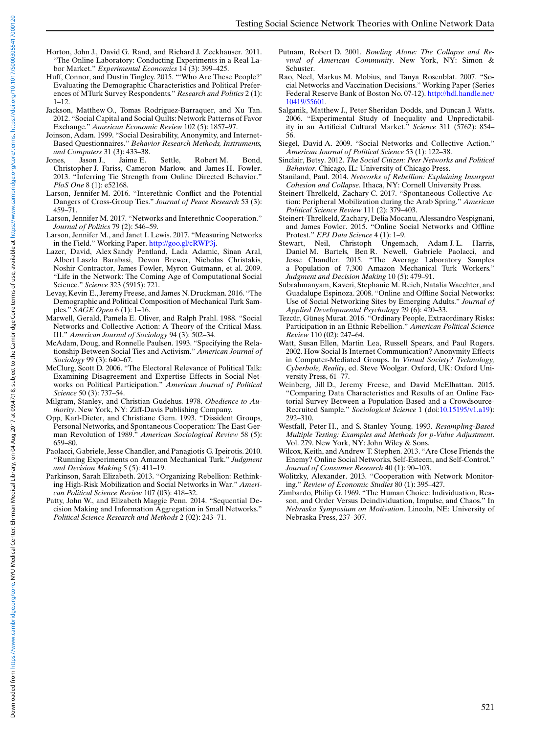Horton, John J., David G. Rand, and Richard J. Zeckhauser. 2011. "The Online Laboratory: Conducting Experiments in a Real Labor Market." *Experimental Economics* 14 (3): 399–425.

Huff, Connor, and Dustin Tingley. 2015. "'Who Are These People?' Evaluating the Demographic Characteristics and Political Preferences of MTurk Survey Respondents." *Research and Politics* 2 (1): 1–12.

Jackson, Matthew O., Tomas Rodriguez-Barraquer, and Xu Tan. 2012. "Social Capital and Social Quilts: Network Patterns of Favor Exchange." *American Economic Review* 102 (5): 1857–97.

Joinson, Adam. 1999. "Social Desirability, Anonymity, and Internet-Based Questionnaires." *Behavior Research Methods, Instruments, and Computers* 31 (3): 433–38.

Jones, Jason J., Jaime E. Settle, Robert M. Bond, Christopher J. Fariss, Cameron Marlow, and James H. Fowler. 2013. "Inferring Tie Strength from Online Directed Behavior." *PloS One* 8 (1): e52168.

Larson, Jennifer M. 2016. "Interethnic Conflict and the Potential Dangers of Cross-Group Ties." *Journal of Peace Research* 53 (3): 459–71.

Larson, Jennifer M. 2017. "Networks and Interethnic Cooperation." *Journal of Politics* 79 (2): 546–59.

Larson, Jennifer M., and Janet I. Lewis. 2017. "Measuring Networks in the Field." Working Paper. http://goo.gl/cRWP3j.

Lazer, David, Alex Sandy Pentland, Lada Adamic, Sinan Aral, Albert Laszlo Barabasi, Devon Brewer, Nicholas Christakis, Noshir Contractor, James Fowler, Myron Gutmann, et al. 2009. "Life in the Network: The Coming Age of Computational Social Science." *Science* 323 (5915): 721.

Levay, Kevin E., Jeremy Freese, and James N. Druckman. 2016. "The Demographic and Political Composition of Mechanical Turk Samples." *SAGE Open* 6 (1): 1–16.

Marwell, Gerald, Pamela E. Oliver, and Ralph Prahl. 1988. "Social Networks and Collective Action: A Theory of the Critical Mass. III." *American Journal of Sociology* 94 (3): 502–34.

McAdam, Doug, and Ronnelle Paulsen. 1993. "Specifying the Relationship Between Social Ties and Activism." *American Journal of Sociology* 99 (3): 640–67.

McClurg, Scott D. 2006. "The Electoral Relevance of Political Talk: Examining Disagreement and Expertise Effects in Social Networks on Political Participation." *American Journal of Political Science* 50 (3): 737–54.

Milgram, Stanley, and Christian Gudehus. 1978. *Obedience to Authority*. New York, NY: Ziff-Davis Publishing Company.

Opp, Karl-Dieter, and Christiane Gern. 1993. "Dissident Groups, Personal Networks, and Spontaneous Cooperation: The East German Revolution of 1989." *American Sociological Review* 58 (5): 659–80.

Paolacci, Gabriele, Jesse Chandler, and Panagiotis G. Ipeirotis. 2010. "Running Experiments on Amazon Mechanical Turk." *Judgment and Decision Making* 5 (5): 411–19.

Parkinson, Sarah Elizabeth. 2013. "Organizing Rebellion: Rethinking High-Risk Mobilization and Social Networks in War." *American Political Science Review* 107 (03): 418–32.

Patty, John W., and Elizabeth Maggie Penn. 2014. "Sequential Decision Making and Information Aggregation in Small Networks." *Political Science Research and Methods* 2 (02): 243–71.

Putnam, Robert D. 2001. *Bowling Alone: The Collapse and Revival of American Community*. New York, NY: Simon & Schuster.

Rao, Neel, Markus M. Mobius, and Tanya Rosenblat. 2007. "Social Networks and Vaccination Decisions." Working Paper (Series Federal Reserve Bank of Boston No. 07-12). http://hdl.handle.net/10419/55601.

Salganik, Matthew J., Peter Sheridan Dodds, and Duncan J. Watts. 2006. "Experimental Study of Inequality and Unpredictability in an Artificial Cultural Market." *Science* 311 (5762): 854–56.

Siegel, David A. 2009. "Social Networks and Collective Action." *American Journal of Political Science* 53 (1): 122–38.

Sinclair, Betsy. 2012. *The Social Citizen: Peer Networks and Political Behavior*. Chicago, IL: University of Chicago Press.

Staniland, Paul. 2014. *Networks of Rebellion: Explaining Insurgent Cohesion and Collapse*. Ithaca, NY: Cornell University Press.

Steinert-Threlkeld, Zachary C. 2017. "Spontaneous Collective Action: Peripheral Mobilization during the Arab Spring." *American Political Science Review* 111 (2): 379–403.

Steinert-Threlkeld, Zachary, Delia Mocanu, Alessandro Vespignani, and James Fowler. 2015. "Online Social Networks and Offline Protest." *EPJ Data Science* 4 (1): 1–9.

Stewart, Neil, Christoph Ungemach, Adam J. L. Harris, Daniel M. Bartels, Ben R. Newell, Gabriele Paolacci, and Jesse Chandler. 2015. "The Average Laboratory Samples a Population of 7,300 Amazon Mechanical Turk Workers." *Judgment and Decision Making* 10 (5): 479–91.

Subrahmanyam, Kaveri, Stephanie M. Reich, Natalia Waechter, and Guadalupe Espinoza. 2008. "Online and Offline Social Networks: Use of Social Networking Sites by Emerging Adults." *Journal of Applied Developmental Psychology* 29 (6): 420–33.

Tezcür, Güneş Murat. 2016. "Ordinary People, Extraordinary Risks: Participation in an Ethnic Rebellion." *American Political Science Review* 110 (02): 247–64.

Watt, Susan Ellen, Martin Lea, Russell Spears, and Paul Rogers. 2002. How Social Is Internet Communication? Anonymity Effects in Computer-Mediated Groups. In *Virtual Society? Technology, Cyberbole, Reality*, ed. Steve Woolgar. Oxford, UK: Oxford University Press, 61–77.

Weinberg, Jill D., Jeremy Freese, and David McElhattan. 2015. "Comparing Data Characteristics and Results of an Online Factorial Survey Between a Population-Based and a Crowdsource-Recruited Sample." *Sociological Science* 1 (doi:10.15195/v1.a19): 292–310.

Westfall, Peter H., and S. Stanley Young. 1993. *Resampling-Based Multiple Testing: Examples and Methods for p-Value Adjustment*. Vol. 279. New York, NY: John Wiley & Sons.

Wilcox, Keith, and Andrew T. Stephen. 2013. "Are Close Friends the Enemy? Online Social Networks, Self-Esteem, and Self-Control." *Journal of Consumer Research* 40 (1): 90–103.

Wolitzky, Alexander. 2013. "Cooperation with Network Monitoring." *Review of Economic Studies* 80 (1): 395–427.

Zimbardo, Philip G. 1969. "The Human Choice: Individuation, Reason, and Order Versus Deindividuation, Impulse, and Chaos." In *Nebraska Symposium on Motivation*. Lincoln, NE: University of Nebraska Press, 237–307.